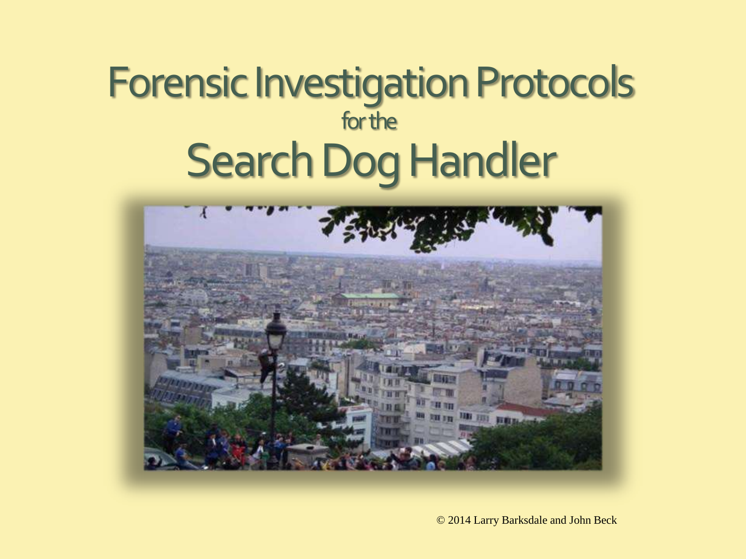# Forensic Investigation Protocols
for the
# Search Dog Handler

© 2014 Larry Barksdale and John Beck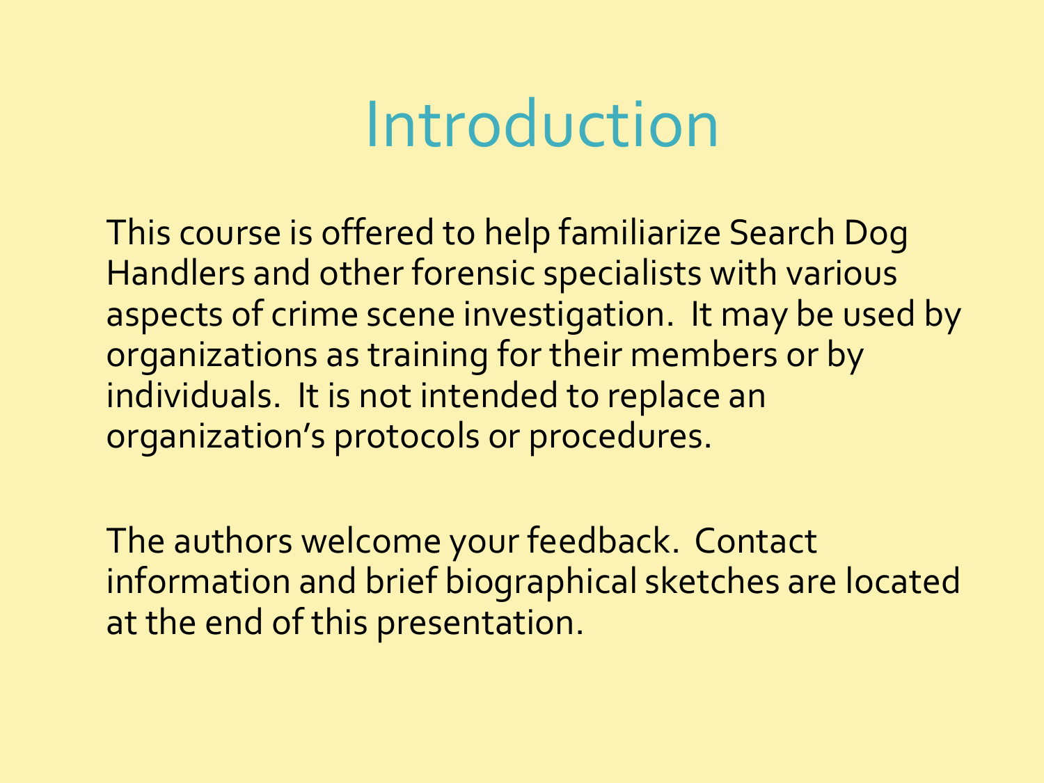# Introduction

This course is offered to help familiarize Search Dog Handlers and other forensic specialists with various aspects of crime scene investigation. It may be used by organizations as training for their members or by individuals. It is not intended to replace an organization's protocols or procedures.

The authors welcome your feedback. Contact information and brief biographical sketches are located at the end of this presentation.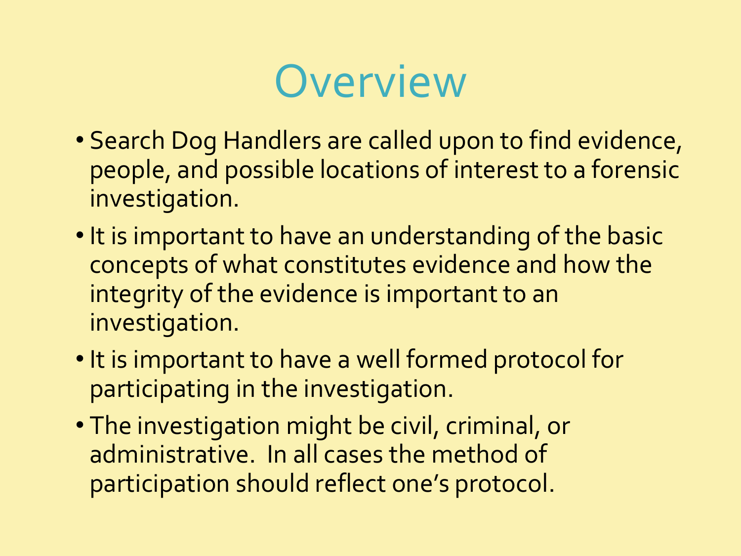# Overview

- Search Dog Handlers are called upon to find evidence, people, and possible locations of interest to a forensic investigation.
- It is important to have an understanding of the basic concepts of what constitutes evidence and how the integrity of the evidence is important to an investigation.
- It is important to have a well formed protocol for participating in the investigation.
- The investigation might be civil, criminal, or administrative. In all cases the method of participation should reflect one's protocol.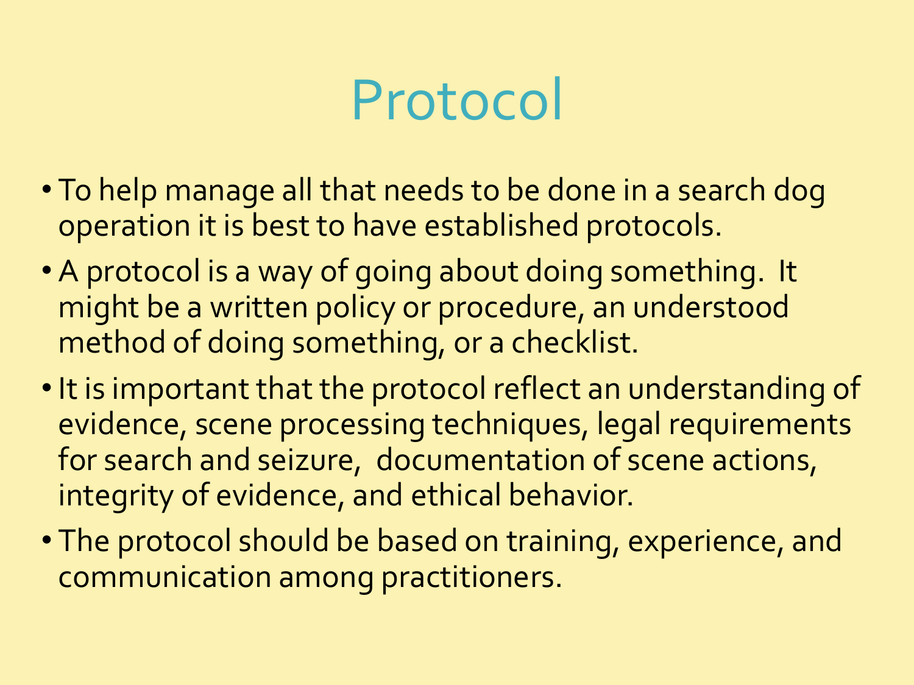# Protocol

- To help manage all that needs to be done in a search dog operation it is best to have established protocols.
- A protocol is a way of going about doing something. It might be a written policy or procedure, an understood method of doing something, or a checklist.
- It is important that the protocol reflect an understanding of evidence, scene processing techniques, legal requirements for search and seizure, documentation of scene actions, integrity of evidence, and ethical behavior.
- The protocol should be based on training, experience, and communication among practitioners.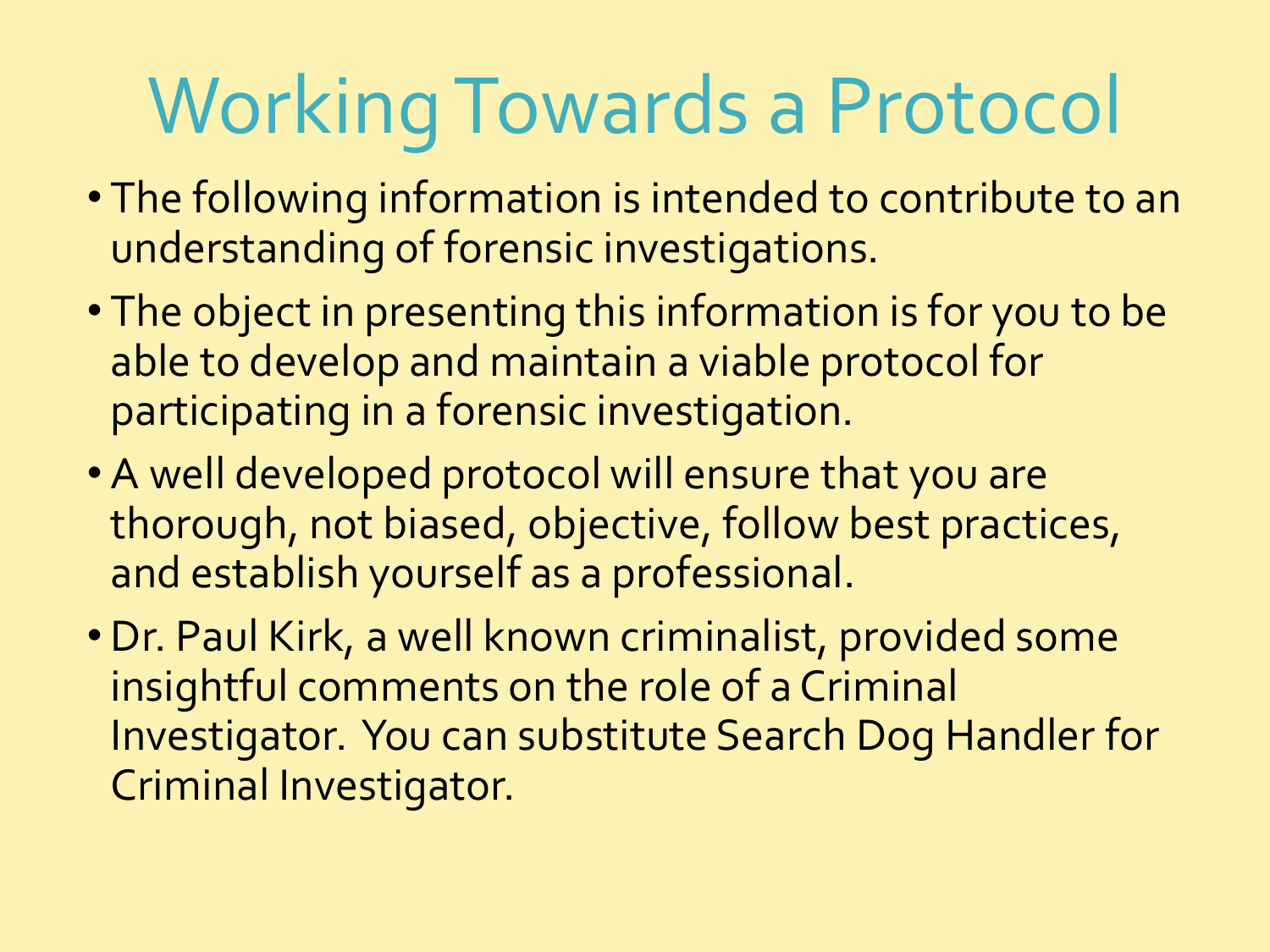# Working Towards a Protocol

- The following information is intended to contribute to an understanding of forensic investigations.
- The object in presenting this information is for you to be able to develop and maintain a viable protocol for participating in a forensic investigation.
- A well developed protocol will ensure that you are thorough, not biased, objective, follow best practices, and establish yourself as a professional.
- Dr. Paul Kirk, a well known criminalist, provided some insightful comments on the role of a Criminal Investigator. You can substitute Search Dog Handler for Criminal Investigator.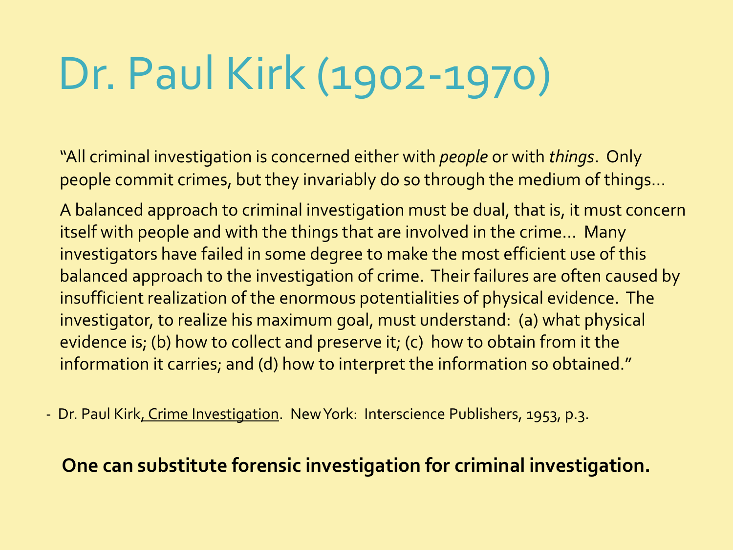# Dr. Paul Kirk (1902-1970)

"All criminal investigation is concerned either with *people* or with *things*. Only people commit crimes, but they invariably do so through the medium of things…

A balanced approach to criminal investigation must be dual, that is, it must concern itself with people and with the things that are involved in the crime… Many investigators have failed in some degree to make the most efficient use of this balanced approach to the investigation of crime. Their failures are often caused by insufficient realization of the enormous potentialities of physical evidence. The investigator, to realize his maximum goal, must understand: (a) what physical evidence is; (b) how to collect and preserve it; (c) how to obtain from it the information it carries; and (d) how to interpret the information so obtained."

- Dr. Paul Kirk, Crime Investigation. New York: Interscience Publishers, 1953, p.3.

**One can substitute forensic investigation for criminal investigation.**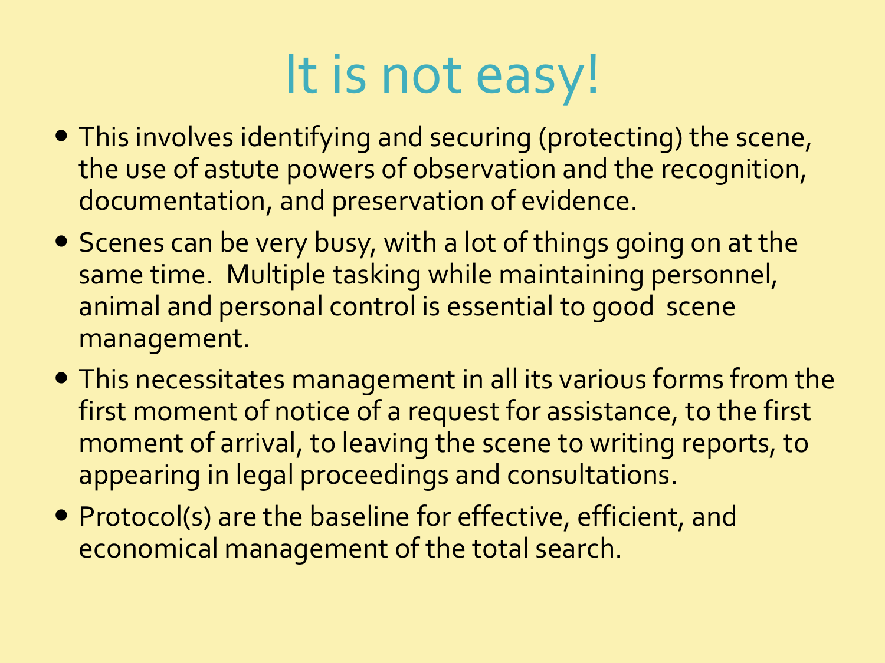# It is not easy!

- This involves identifying and securing (protecting) the scene, the use of astute powers of observation and the recognition, documentation, and preservation of evidence.
- Scenes can be very busy, with a lot of things going on at the same time. Multiple tasking while maintaining personnel, animal and personal control is essential to good scene management.
- This necessitates management in all its various forms from the first moment of notice of a request for assistance, to the first moment of arrival, to leaving the scene to writing reports, to appearing in legal proceedings and consultations.
- Protocol(s) are the baseline for effective, efficient, and economical management of the total search.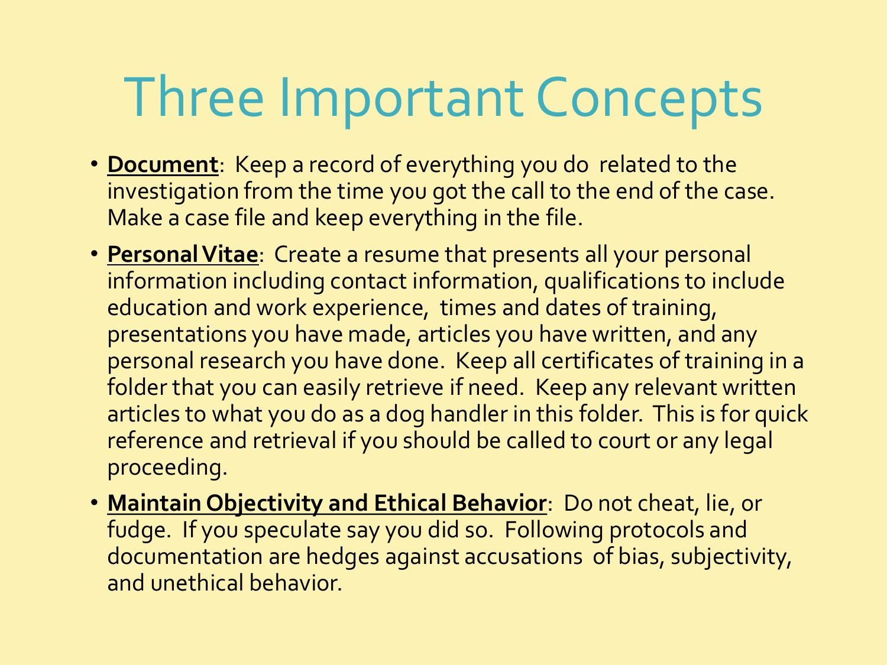# Three Important Concepts

- **Document**: Keep a record of everything you do related to the investigation from the time you got the call to the end of the case. Make a case file and keep everything in the file.
- **Personal Vitae**: Create a resume that presents all your personal information including contact information, qualifications to include education and work experience, times and dates of training, presentations you have made, articles you have written, and any personal research you have done. Keep all certificates of training in a folder that you can easily retrieve if need. Keep any relevant written articles to what you do as a dog handler in this folder. This is for quick reference and retrieval if you should be called to court or any legal proceeding.
- **Maintain Objectivity and Ethical Behavior**: Do not cheat, lie, or fudge. If you speculate say you did so. Following protocols and documentation are hedges against accusations of bias, subjectivity, and unethical behavior.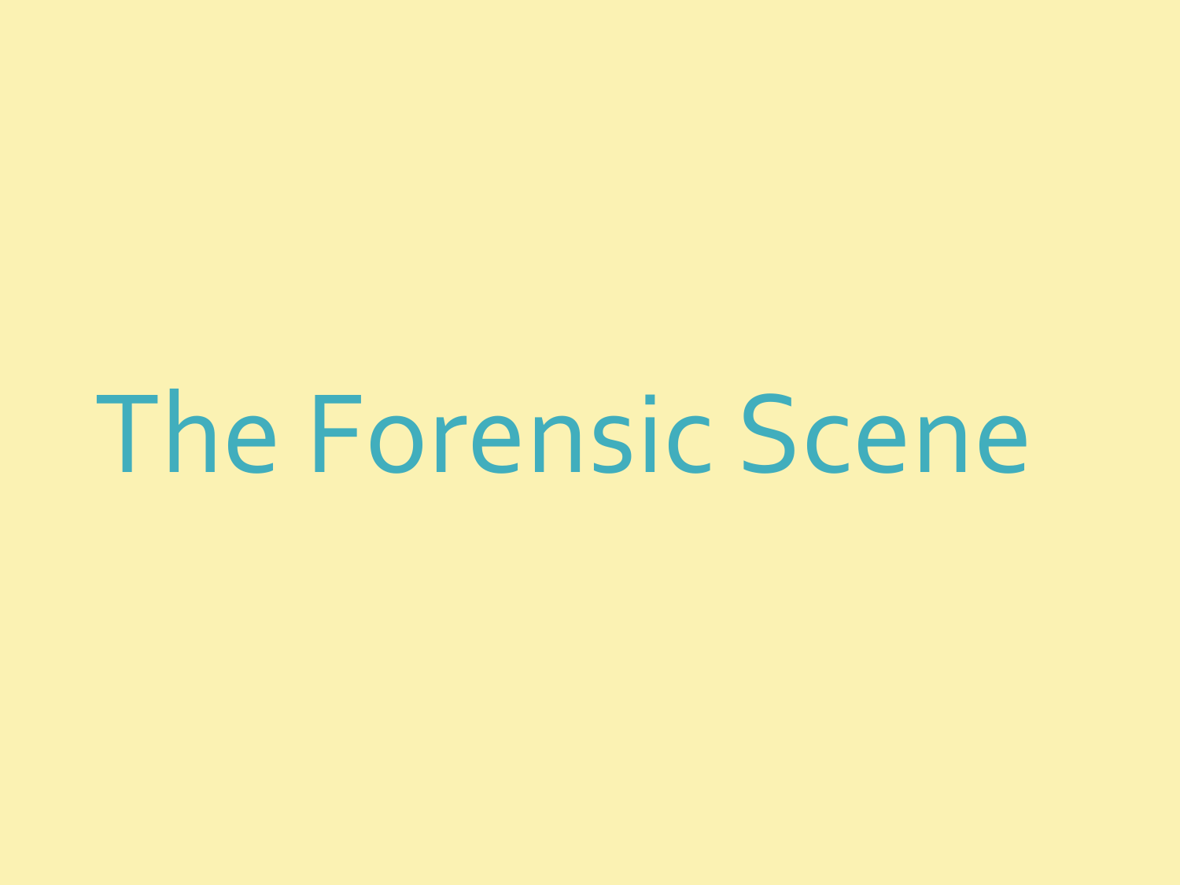# The Forensic Scene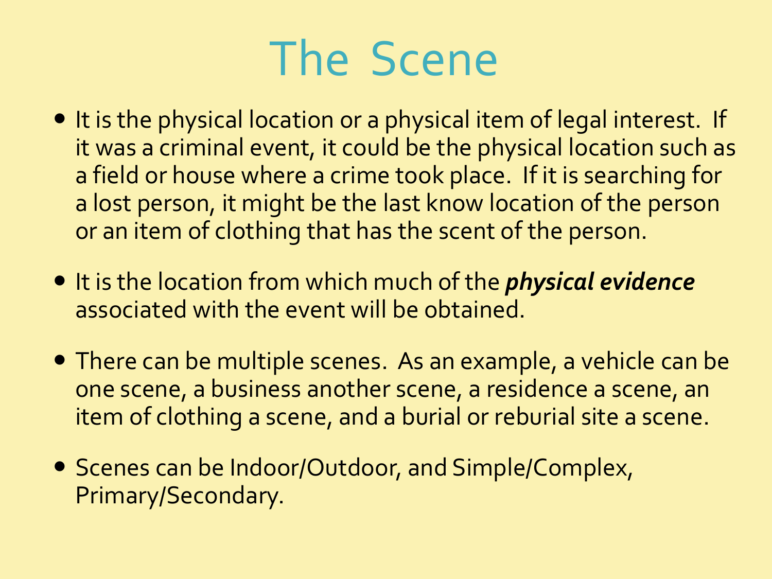# The Scene

- It is the physical location or a physical item of legal interest. If it was a criminal event, it could be the physical location such as a field or house where a crime took place. If it is searching for a lost person, it might be the last know location of the person or an item of clothing that has the scent of the person.

- It is the location from which much of the ***physical evidence*** associated with the event will be obtained.

- There can be multiple scenes. As an example, a vehicle can be one scene, a business another scene, a residence a scene, an item of clothing a scene, and a burial or reburial site a scene.

- Scenes can be Indoor/Outdoor, and Simple/Complex, Primary/Secondary.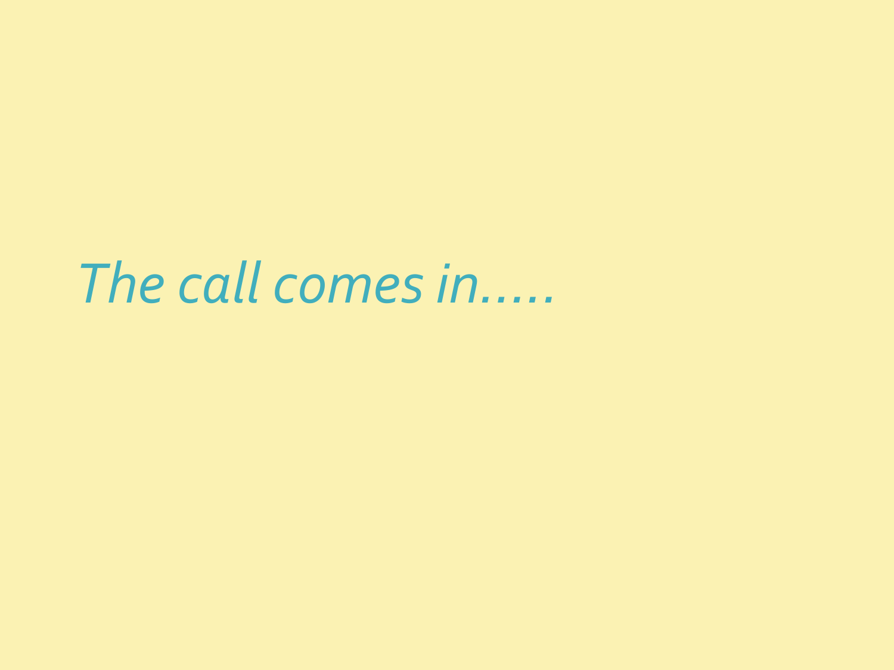*The call comes in…..*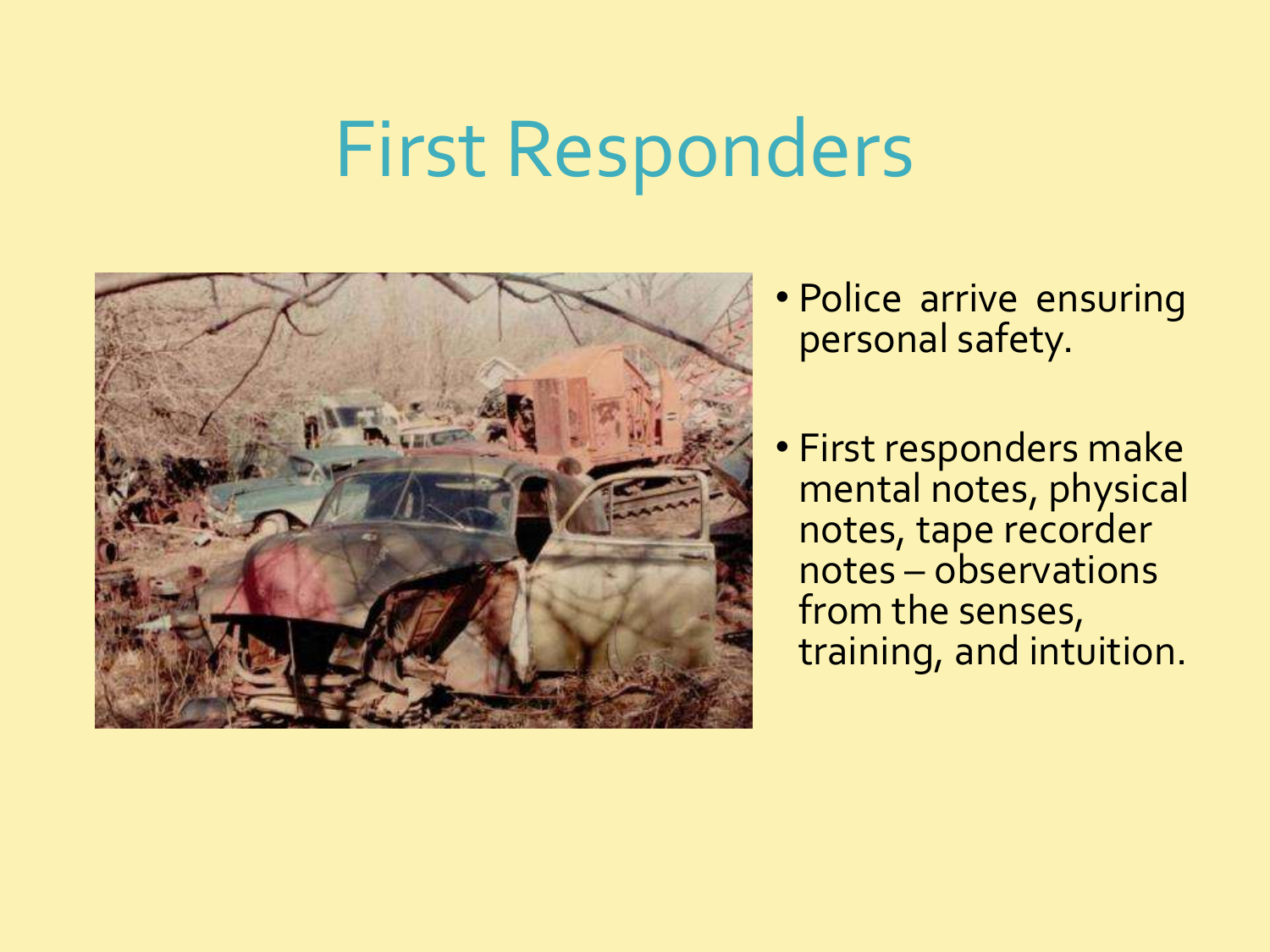# First Responders

- Police arrive ensuring personal safety.
- First responders make mental notes, physical notes, tape recorder notes – observations from the senses, training, and intuition.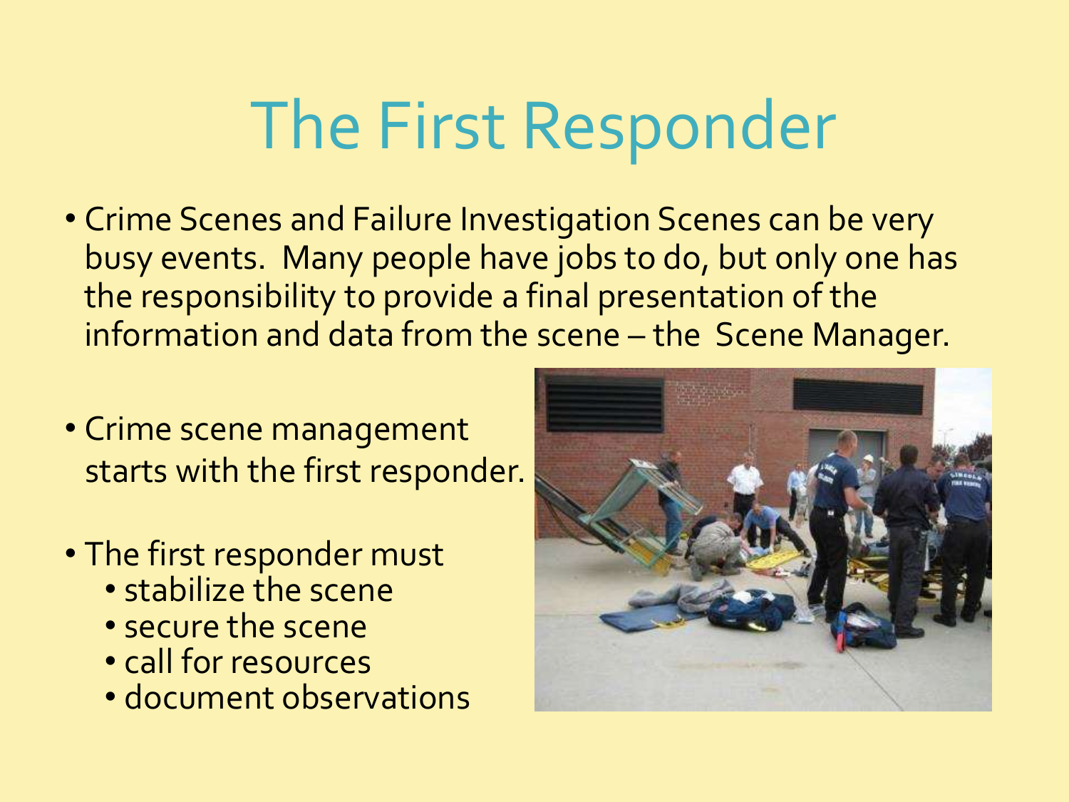# The First Responder

- Crime Scenes and Failure Investigation Scenes can be very busy events. Many people have jobs to do, but only one has the responsibility to provide a final presentation of the information and data from the scene – the Scene Manager.

- Crime scene management starts with the first responder.

- The first responder must
  - stabilize the scene
  - secure the scene
  - call for resources
  - document observations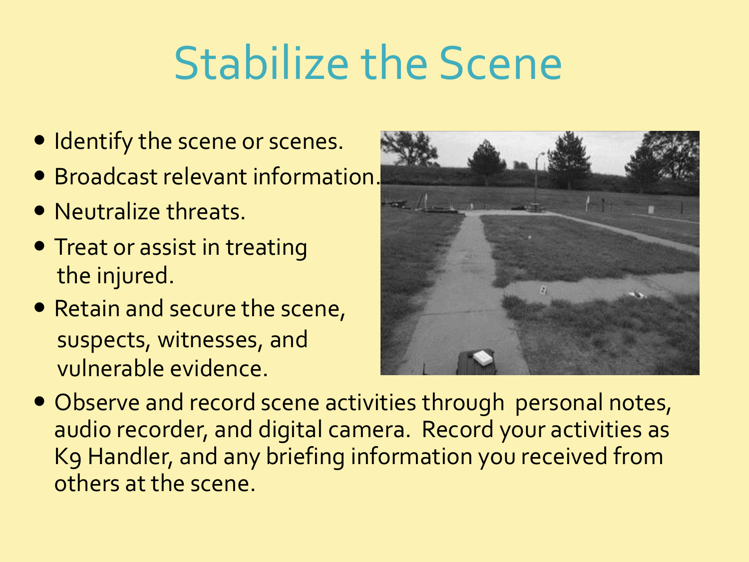# Stabilize the Scene

- Identify the scene or scenes.
- Broadcast relevant information.
- Neutralize threats.
- Treat or assist in treating the injured.
- Retain and secure the scene, suspects, witnesses, and vulnerable evidence.
- Observe and record scene activities through personal notes, audio recorder, and digital camera. Record your activities as K9 Handler, and any briefing information you received from others at the scene.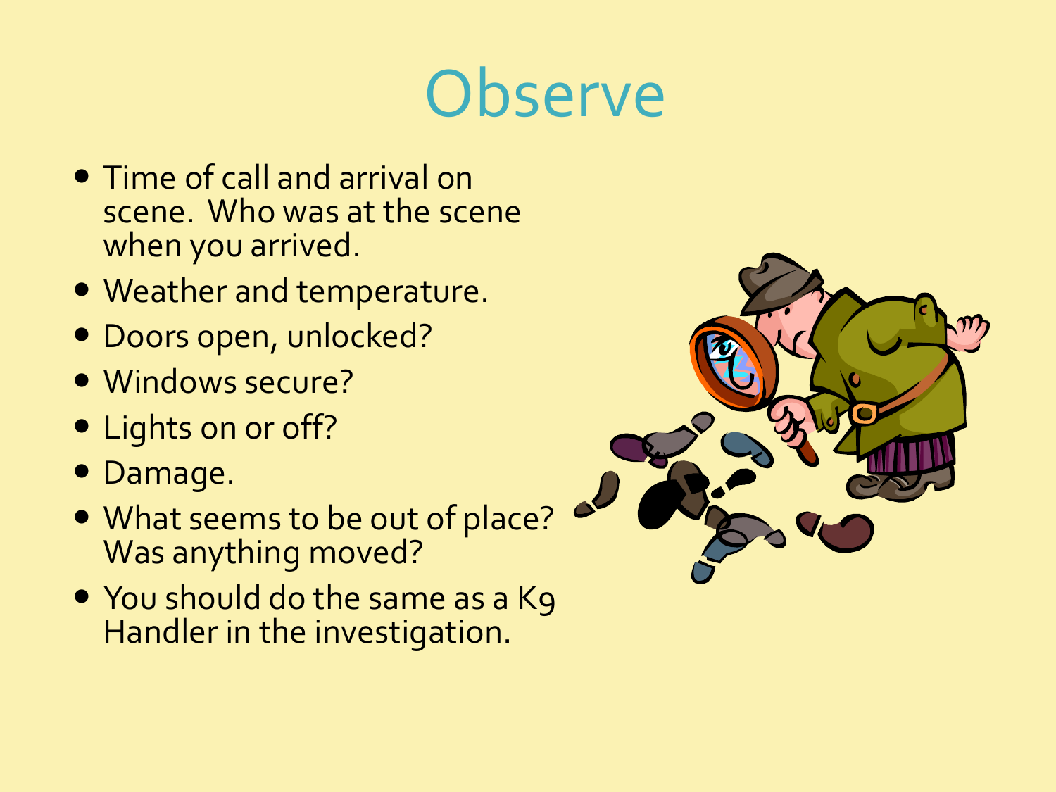# Observe

- Time of call and arrival on scene. Who was at the scene when you arrived.
- Weather and temperature.
- Doors open, unlocked?
- Windows secure?
- Lights on or off?
- Damage.
- What seems to be out of place? Was anything moved?
- You should do the same as a K9 Handler in the investigation.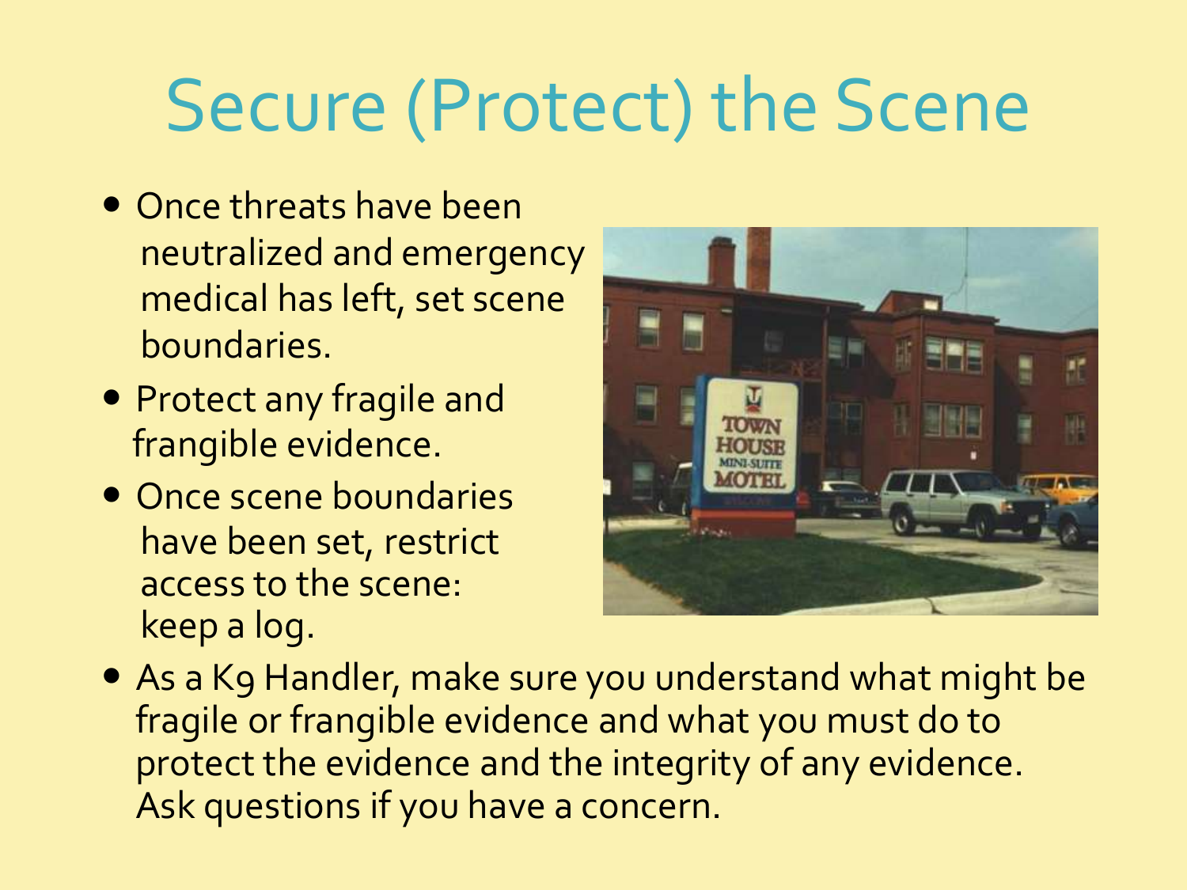# Secure (Protect) the Scene

- Once threats have been neutralized and emergency medical has left, set scene boundaries.
- Protect any fragile and frangible evidence.
- Once scene boundaries have been set, restrict access to the scene: keep a log.
- As a K9 Handler, make sure you understand what might be fragile or frangible evidence and what you must do to protect the evidence and the integrity of any evidence. Ask questions if you have a concern.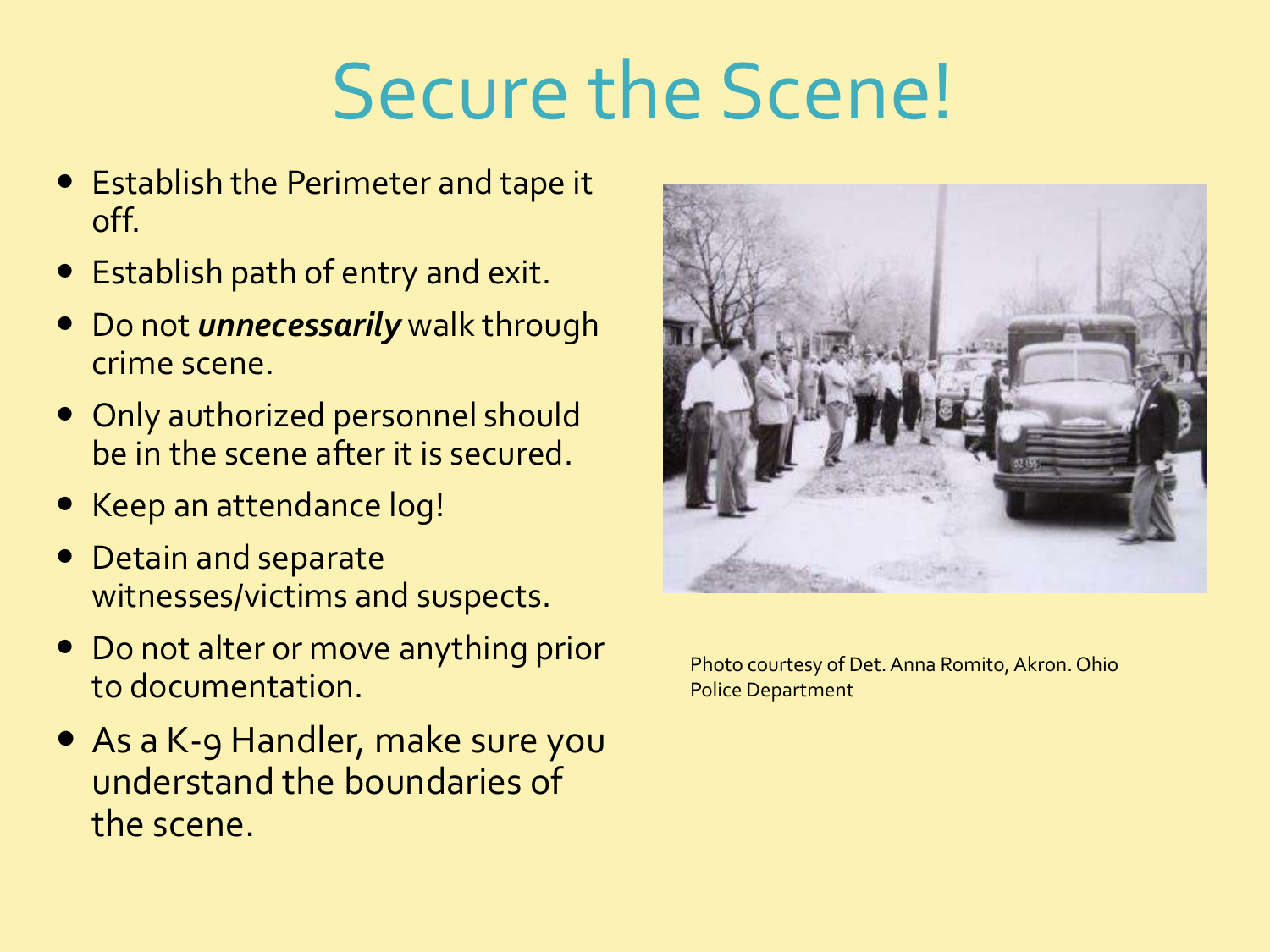# Secure the Scene!

- Establish the Perimeter and tape it off.
- Establish path of entry and exit.
- Do not ***unnecessarily*** walk through crime scene.
- Only authorized personnel should be in the scene after it is secured.
- Keep an attendance log!
- Detain and separate witnesses/victims and suspects.
- Do not alter or move anything prior to documentation.
- As a K-9 Handler, make sure you understand the boundaries of the scene.

Photo courtesy of Det. Anna Romito, Akron. Ohio Police Department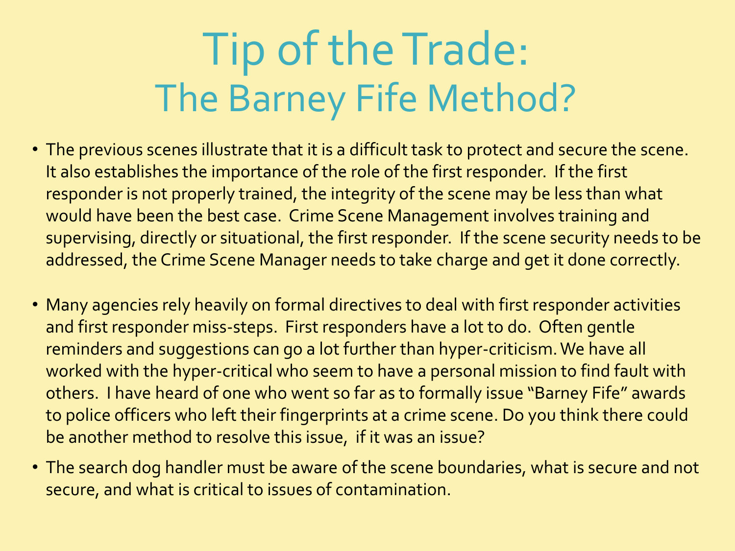# Tip of the Trade:
## The Barney Fife Method?

- The previous scenes illustrate that it is a difficult task to protect and secure the scene. It also establishes the importance of the role of the first responder. If the first responder is not properly trained, the integrity of the scene may be less than what would have been the best case. Crime Scene Management involves training and supervising, directly or situational, the first responder. If the scene security needs to be addressed, the Crime Scene Manager needs to take charge and get it done correctly.

- Many agencies rely heavily on formal directives to deal with first responder activities and first responder miss-steps. First responders have a lot to do. Often gentle reminders and suggestions can go a lot further than hyper-criticism. We have all worked with the hyper-critical who seem to have a personal mission to find fault with others. I have heard of one who went so far as to formally issue "Barney Fife" awards to police officers who left their fingerprints at a crime scene. Do you think there could be another method to resolve this issue, if it was an issue?

- The search dog handler must be aware of the scene boundaries, what is secure and not secure, and what is critical to issues of contamination.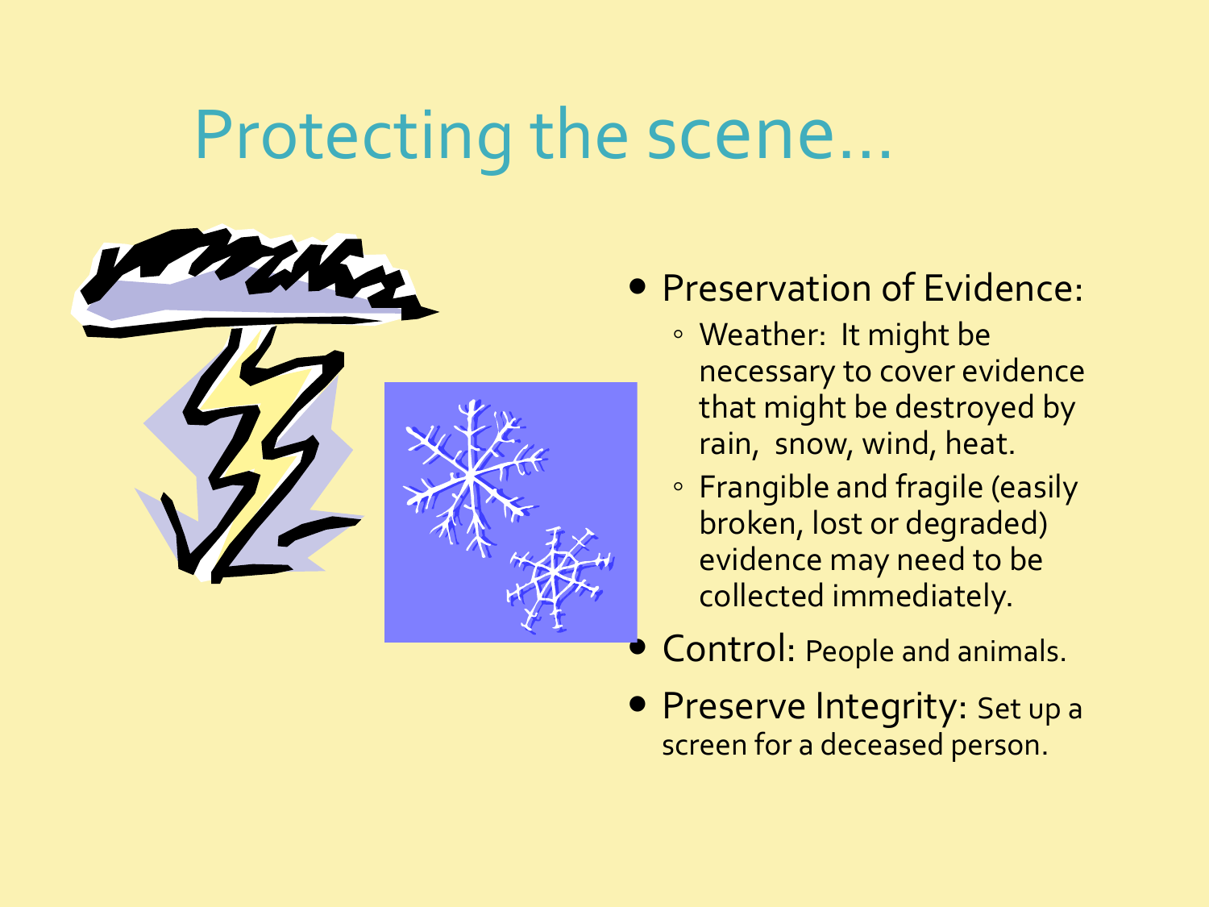# Protecting the scene…

- Preservation of Evidence:
  - Weather: It might be necessary to cover evidence that might be destroyed by rain, snow, wind, heat.
  - Frangible and fragile (easily broken, lost or degraded) evidence may need to be collected immediately.
- Control: People and animals.
- Preserve Integrity: Set up a screen for a deceased person.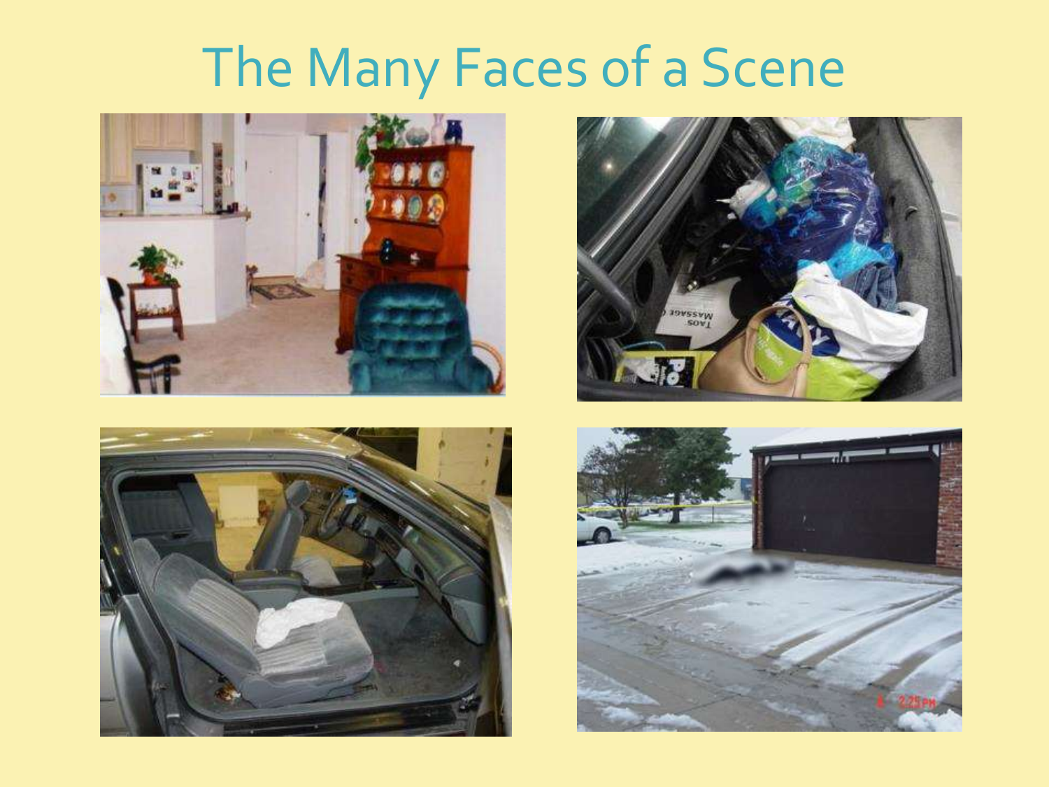# The Many Faces of a Scene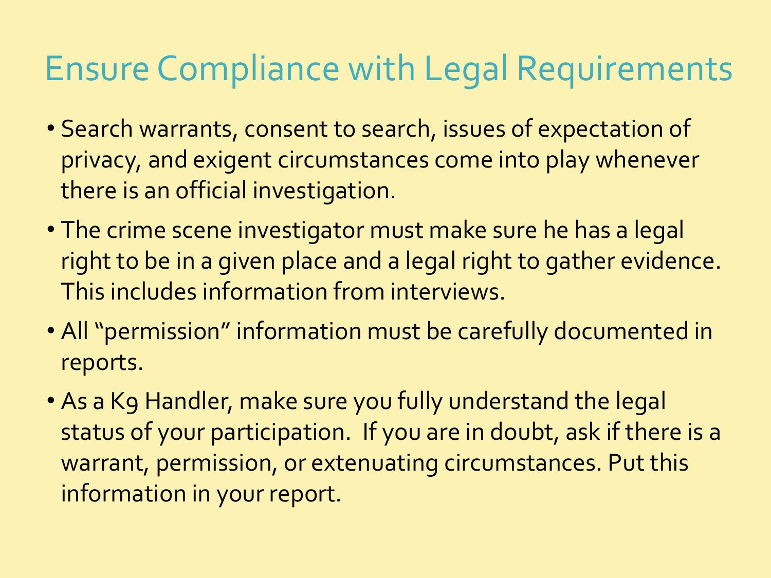# Ensure Compliance with Legal Requirements

- Search warrants, consent to search, issues of expectation of privacy, and exigent circumstances come into play whenever there is an official investigation.
- The crime scene investigator must make sure he has a legal right to be in a given place and a legal right to gather evidence. This includes information from interviews.
- All "permission" information must be carefully documented in reports.
- As a K9 Handler, make sure you fully understand the legal status of your participation. If you are in doubt, ask if there is a warrant, permission, or extenuating circumstances. Put this information in your report.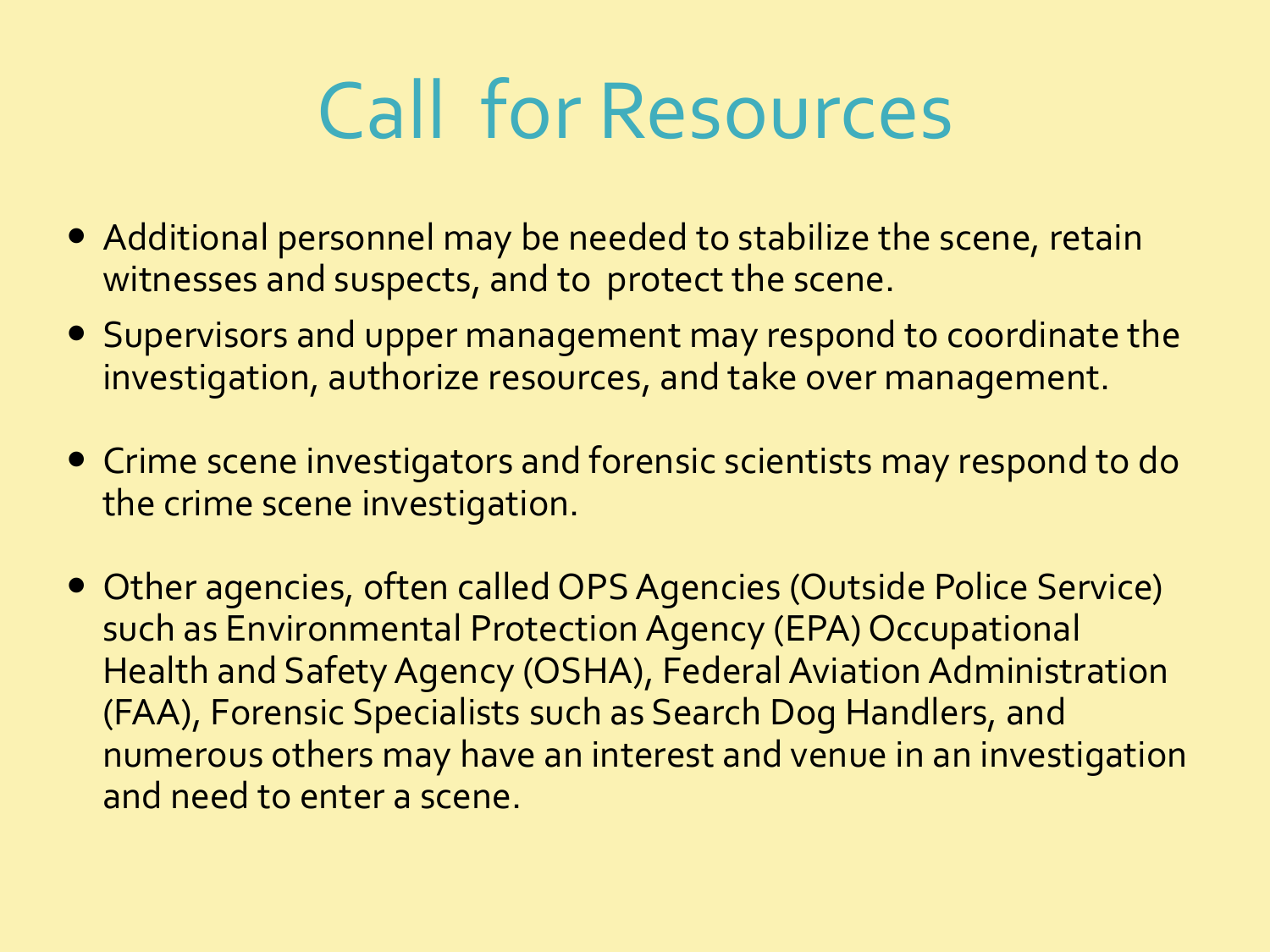# Call for Resources

- Additional personnel may be needed to stabilize the scene, retain witnesses and suspects, and to protect the scene.
- Supervisors and upper management may respond to coordinate the investigation, authorize resources, and take over management.
- Crime scene investigators and forensic scientists may respond to do the crime scene investigation.
- Other agencies, often called OPS Agencies (Outside Police Service) such as Environmental Protection Agency (EPA) Occupational Health and Safety Agency (OSHA), Federal Aviation Administration (FAA), Forensic Specialists such as Search Dog Handlers, and numerous others may have an interest and venue in an investigation and need to enter a scene.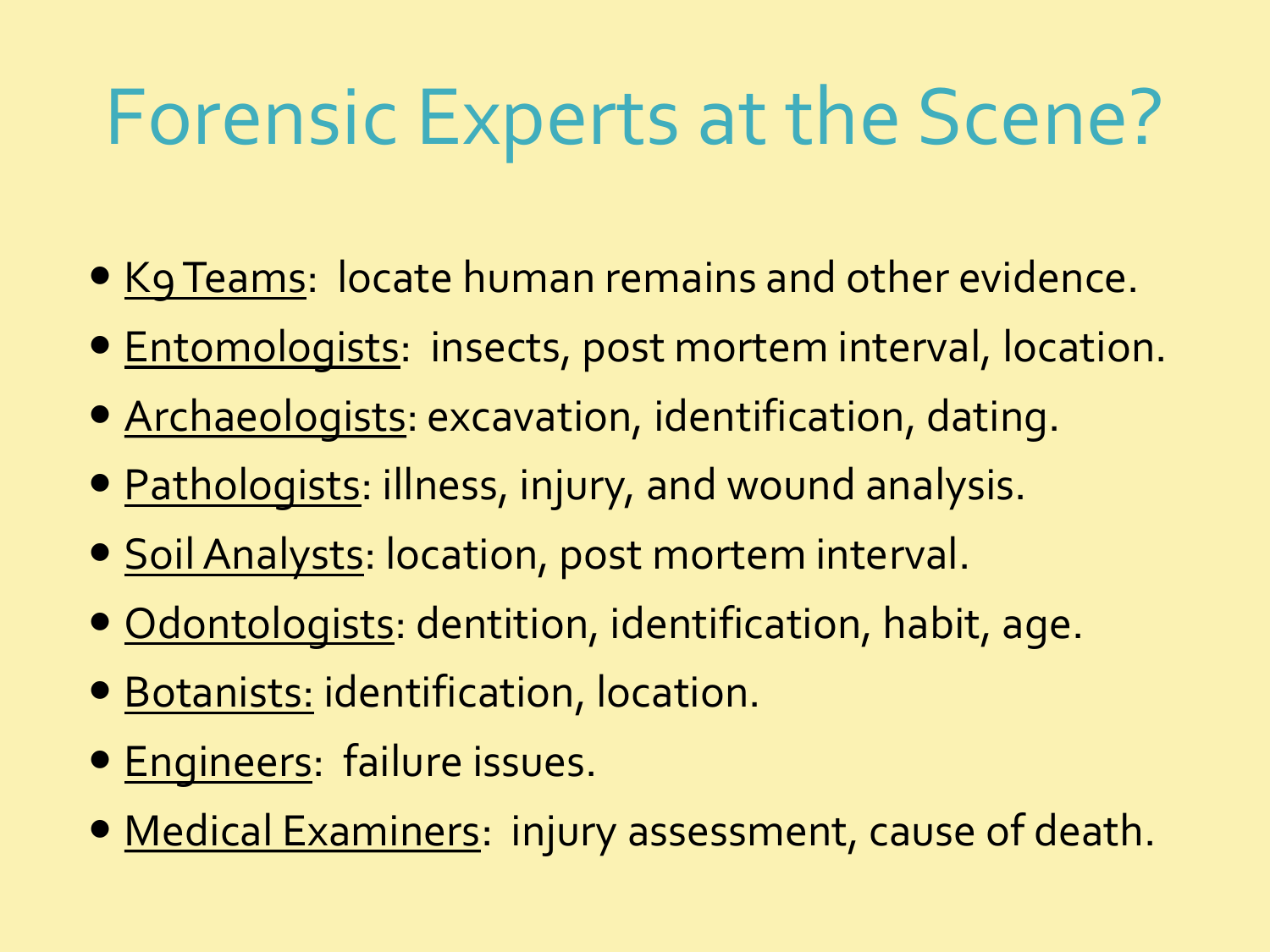# Forensic Experts at the Scene?

- K9 Teams: locate human remains and other evidence.
- Entomologists: insects, post mortem interval, location.
- Archaeologists: excavation, identification, dating.
- Pathologists: illness, injury, and wound analysis.
- Soil Analysts: location, post mortem interval.
- Odontologists: dentition, identification, habit, age.
- Botanists: identification, location.
- Engineers: failure issues.
- Medical Examiners: injury assessment, cause of death.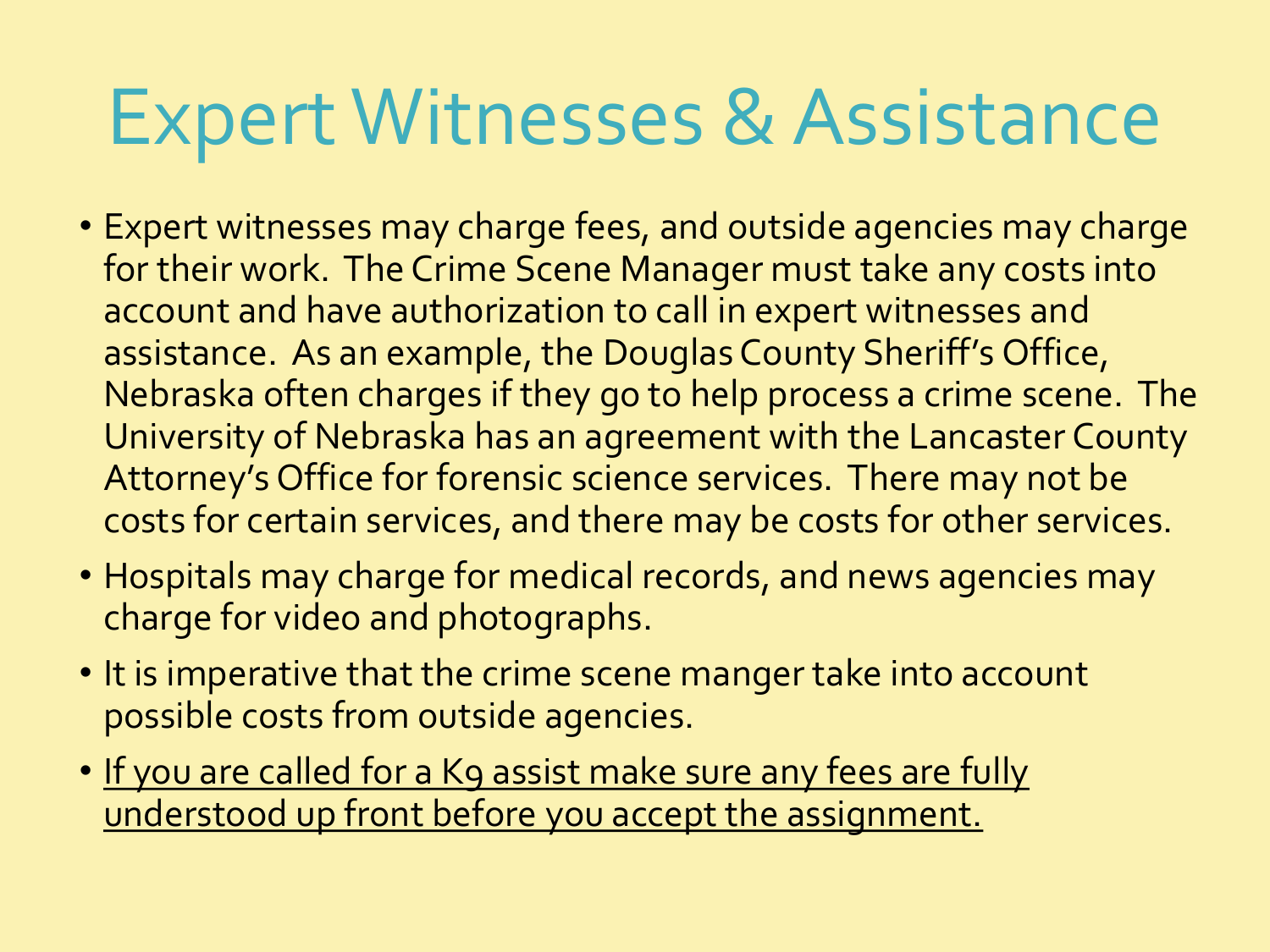# Expert Witnesses & Assistance

- Expert witnesses may charge fees, and outside agencies may charge for their work. The Crime Scene Manager must take any costs into account and have authorization to call in expert witnesses and assistance. As an example, the Douglas County Sheriff's Office, Nebraska often charges if they go to help process a crime scene. The University of Nebraska has an agreement with the Lancaster County Attorney's Office for forensic science services. There may not be costs for certain services, and there may be costs for other services.
- Hospitals may charge for medical records, and news agencies may charge for video and photographs.
- It is imperative that the crime scene manger take into account possible costs from outside agencies.
- <u>If you are called for a K9 assist make sure any fees are fully understood up front before you accept the assignment.</u>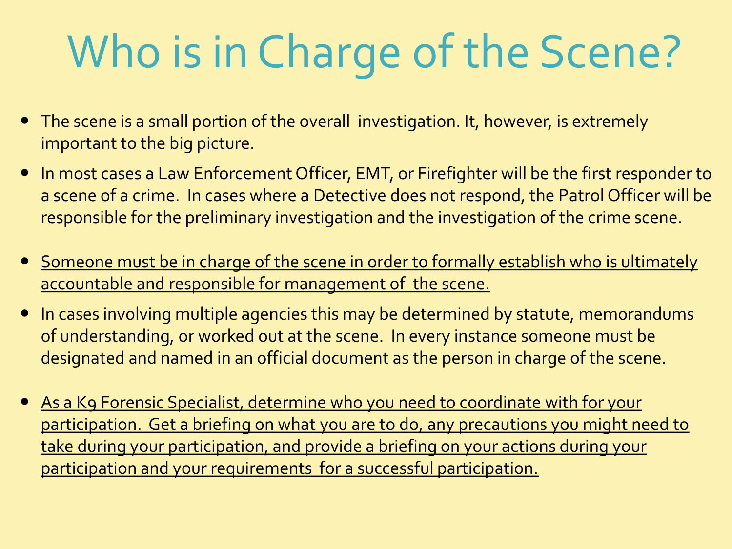# Who is in Charge of the Scene?

- The scene is a small portion of the overall investigation. It, however, is extremely important to the big picture.
- In most cases a Law Enforcement Officer, EMT, or Firefighter will be the first responder to a scene of a crime. In cases where a Detective does not respond, the Patrol Officer will be responsible for the preliminary investigation and the investigation of the crime scene.
- <u>Someone must be in charge of the scene in order to formally establish who is ultimately accountable and responsible for management of the scene.</u>
- In cases involving multiple agencies this may be determined by statute, memorandums of understanding, or worked out at the scene. In every instance someone must be designated and named in an official document as the person in charge of the scene.
- <u>As a K9 Forensic Specialist, determine who you need to coordinate with for your participation. Get a briefing on what you are to do, any precautions you might need to take during your participation, and provide a briefing on your actions during your participation and your requirements for a successful participation.</u>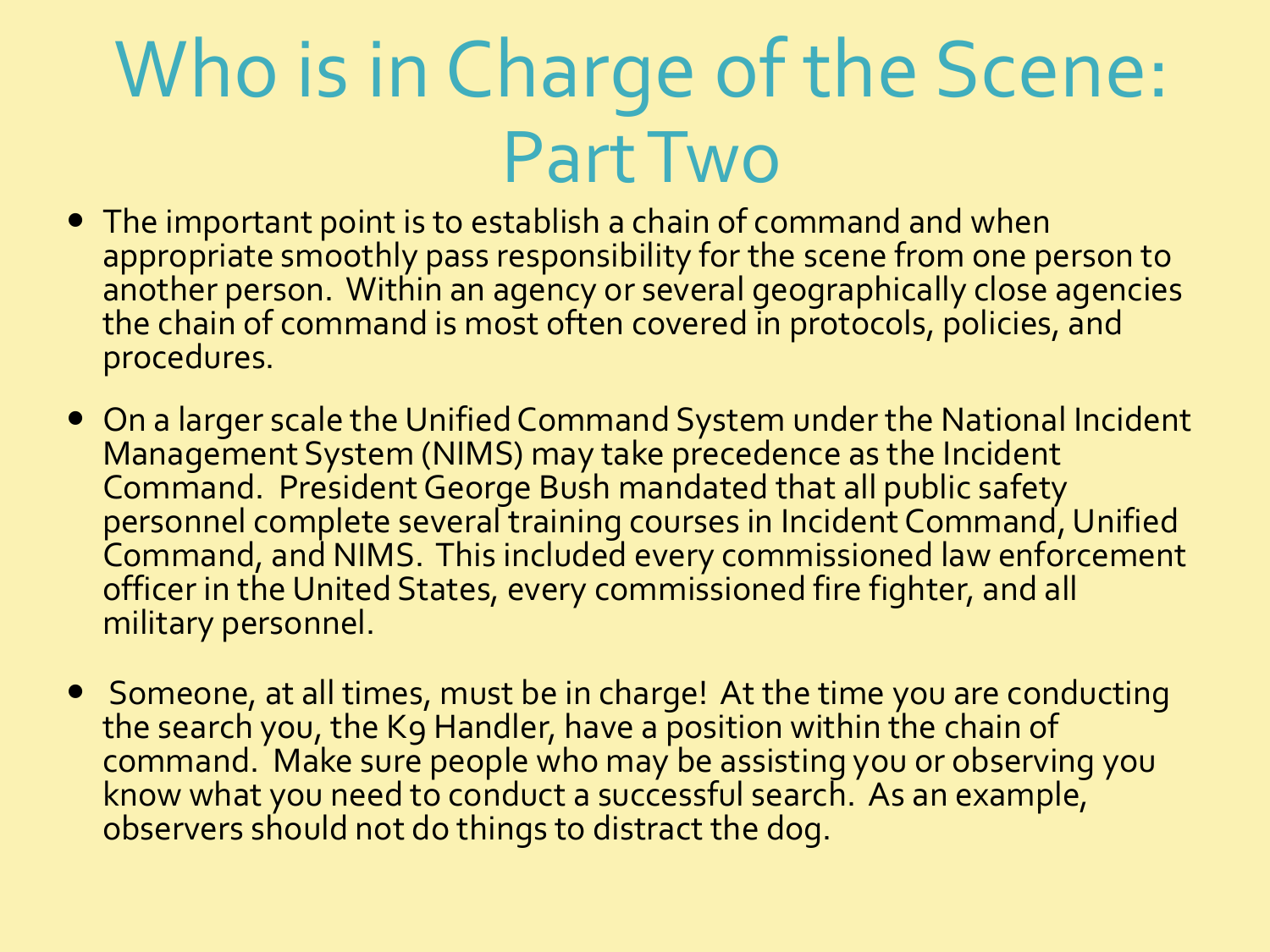# Who is in Charge of the Scene: Part Two

- The important point is to establish a chain of command and when appropriate smoothly pass responsibility for the scene from one person to another person. Within an agency or several geographically close agencies the chain of command is most often covered in protocols, policies, and procedures.

- On a larger scale the Unified Command System under the National Incident Management System (NIMS) may take precedence as the Incident Command. President George Bush mandated that all public safety personnel complete several training courses in Incident Command, Unified Command, and NIMS. This included every commissioned law enforcement officer in the United States, every commissioned fire fighter, and all military personnel.

- Someone, at all times, must be in charge! At the time you are conducting the search you, the K9 Handler, have a position within the chain of command. Make sure people who may be assisting you or observing you know what you need to conduct a successful search. As an example, observers should not do things to distract the dog.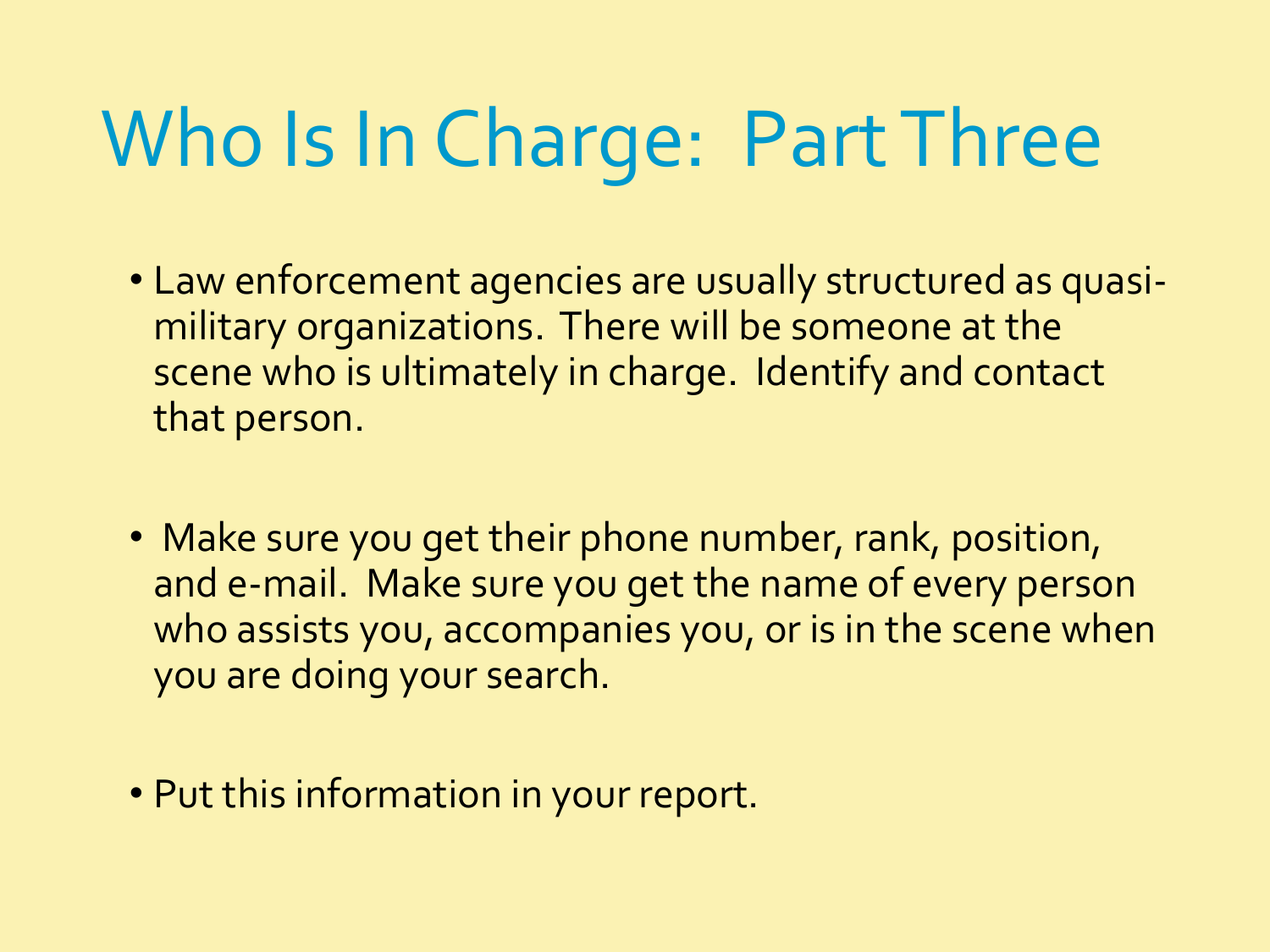# Who Is In Charge: Part Three

- Law enforcement agencies are usually structured as quasi-military organizations. There will be someone at the scene who is ultimately in charge. Identify and contact that person.

- Make sure you get their phone number, rank, position, and e-mail. Make sure you get the name of every person who assists you, accompanies you, or is in the scene when you are doing your search.

- Put this information in your report.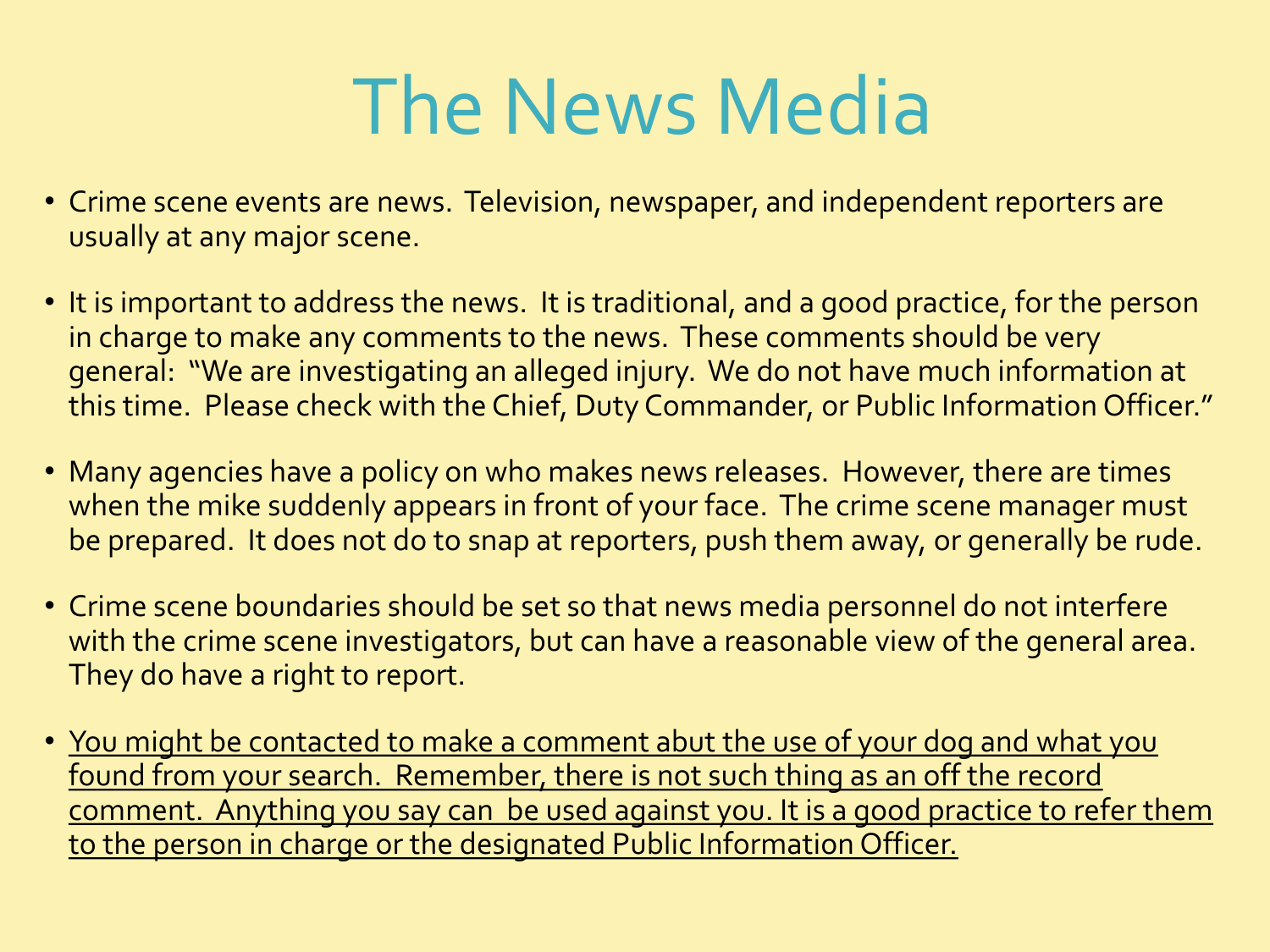# The News Media

- Crime scene events are news. Television, newspaper, and independent reporters are usually at any major scene.
- It is important to address the news. It is traditional, and a good practice, for the person in charge to make any comments to the news. These comments should be very general: "We are investigating an alleged injury. We do not have much information at this time. Please check with the Chief, Duty Commander, or Public Information Officer."
- Many agencies have a policy on who makes news releases. However, there are times when the mike suddenly appears in front of your face. The crime scene manager must be prepared. It does not do to snap at reporters, push them away, or generally be rude.
- Crime scene boundaries should be set so that news media personnel do not interfere with the crime scene investigators, but can have a reasonable view of the general area. They do have a right to report.
- <u>You might be contacted to make a comment abut the use of your dog and what you found from your search. Remember, there is not such thing as an off the record comment. Anything you say can be used against you. It is a good practice to refer them to the person in charge or the designated Public Information Officer.</u>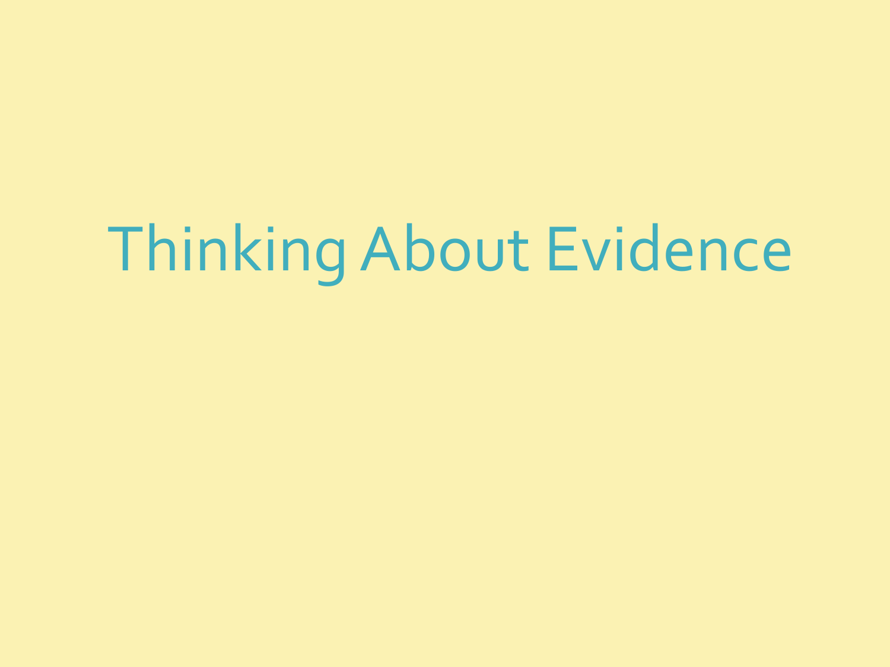# Thinking About Evidence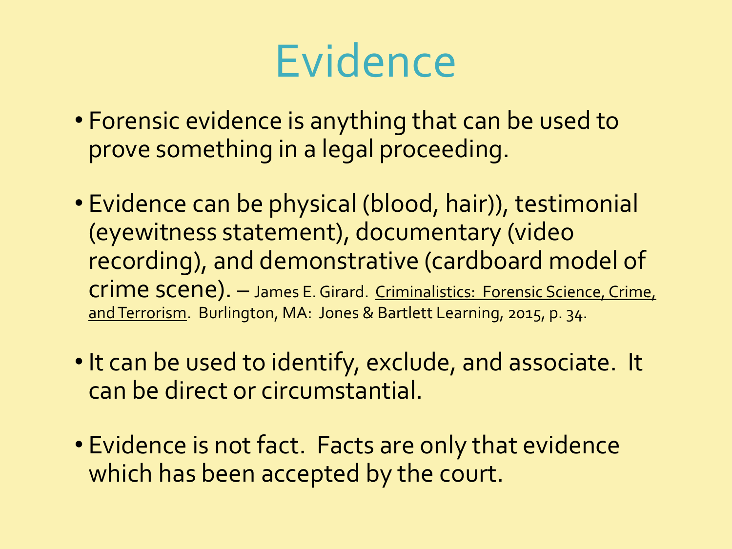# Evidence

- Forensic evidence is anything that can be used to prove something in a legal proceeding.

- Evidence can be physical (blood, hair)), testimonial (eyewitness statement), documentary (video recording), and demonstrative (cardboard model of crime scene). – James E. Girard. Criminalistics: Forensic Science, Crime, and Terrorism. Burlington, MA: Jones & Bartlett Learning, 2015, p. 34.

- It can be used to identify, exclude, and associate. It can be direct or circumstantial.

- Evidence is not fact. Facts are only that evidence which has been accepted by the court.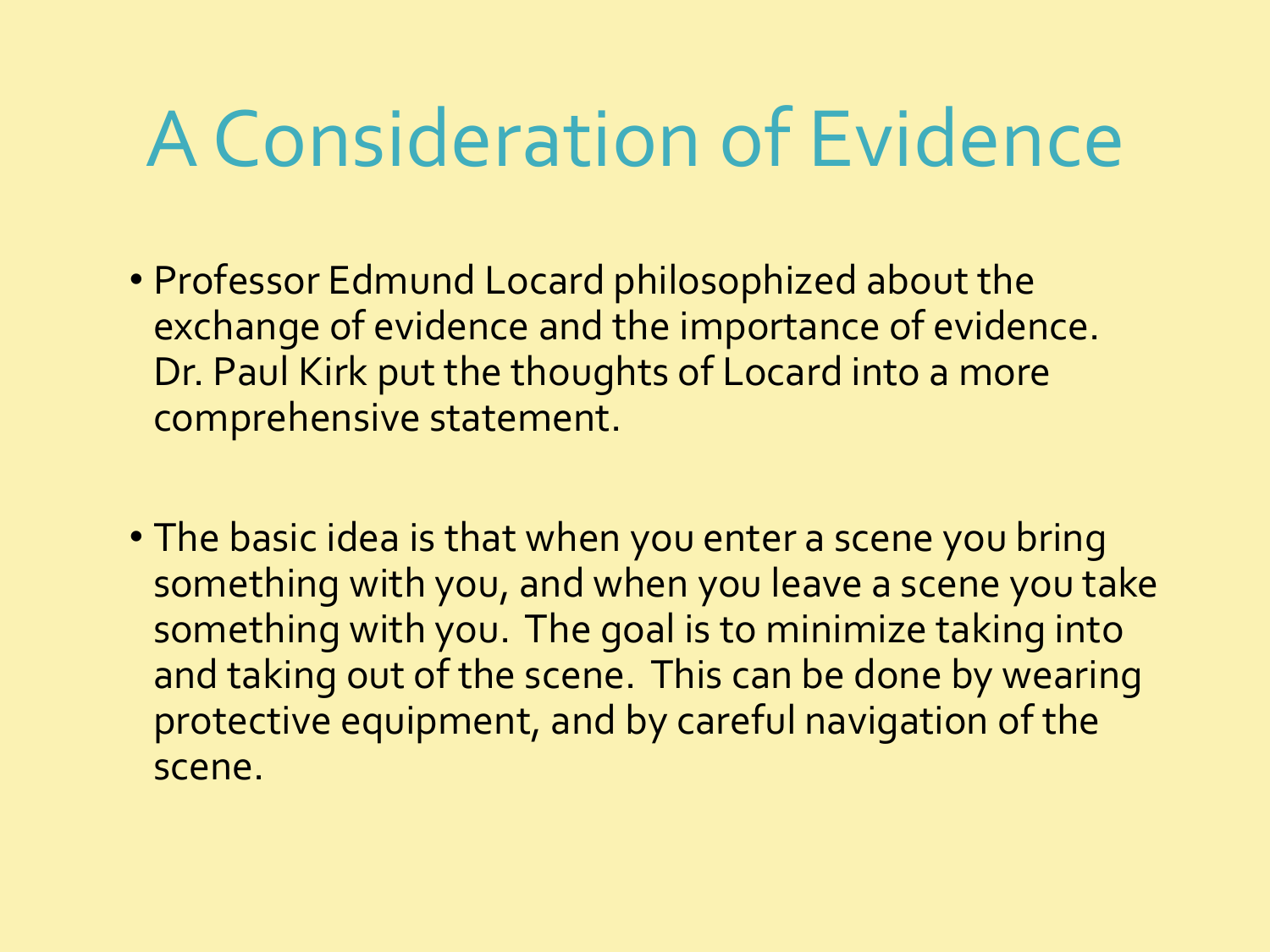# A Consideration of Evidence

- Professor Edmund Locard philosophized about the exchange of evidence and the importance of evidence. Dr. Paul Kirk put the thoughts of Locard into a more comprehensive statement.

- The basic idea is that when you enter a scene you bring something with you, and when you leave a scene you take something with you. The goal is to minimize taking into and taking out of the scene. This can be done by wearing protective equipment, and by careful navigation of the scene.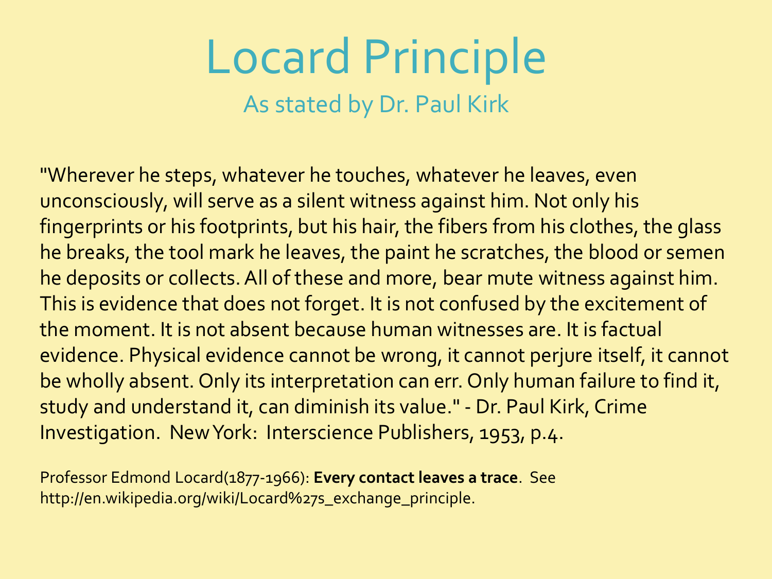# Locard Principle

## As stated by Dr. Paul Kirk

"Wherever he steps, whatever he touches, whatever he leaves, even unconsciously, will serve as a silent witness against him. Not only his fingerprints or his footprints, but his hair, the fibers from his clothes, the glass he breaks, the tool mark he leaves, the paint he scratches, the blood or semen he deposits or collects. All of these and more, bear mute witness against him. This is evidence that does not forget. It is not confused by the excitement of the moment. It is not absent because human witnesses are. It is factual evidence. Physical evidence cannot be wrong, it cannot perjure itself, it cannot be wholly absent. Only its interpretation can err. Only human failure to find it, study and understand it, can diminish its value." - Dr. Paul Kirk, Crime Investigation. New York: Interscience Publishers, 1953, p.4.

Professor Edmond Locard(1877-1966): **Every contact leaves a trace**. See http://en.wikipedia.org/wiki/Locard%27s_exchange_principle.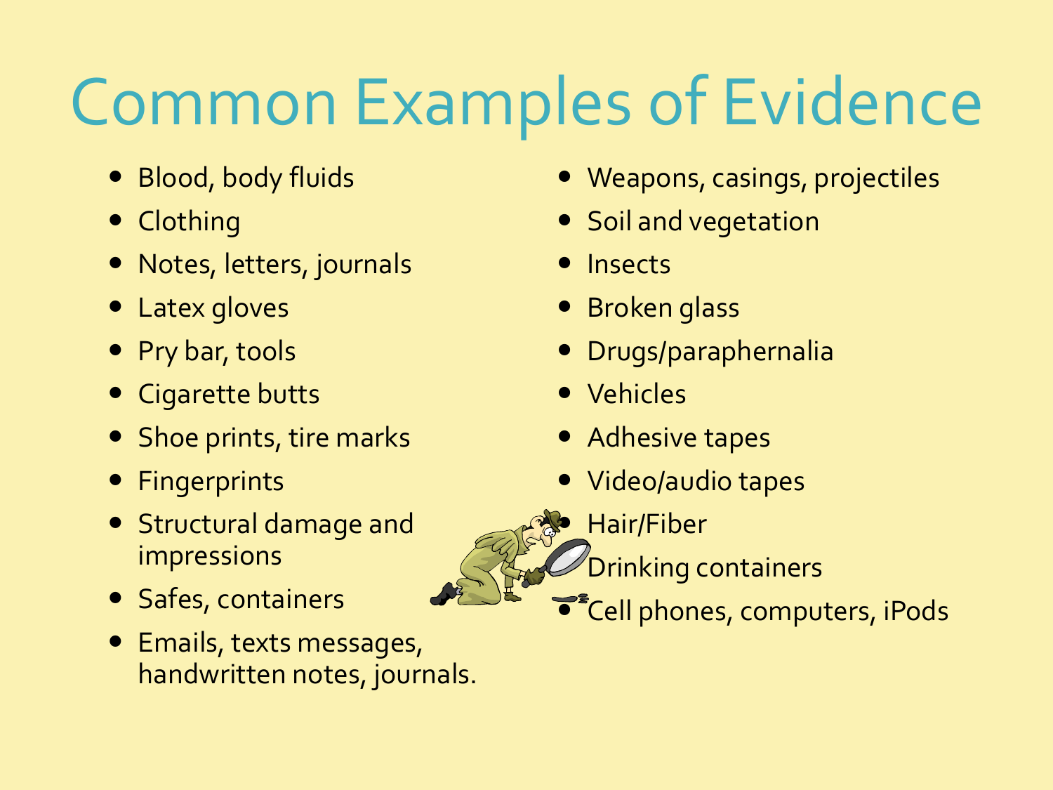# Common Examples of Evidence

- Blood, body fluids
- Clothing
- Notes, letters, journals
- Latex gloves
- Pry bar, tools
- Cigarette butts
- Shoe prints, tire marks
- Fingerprints
- Structural damage and impressions
- Safes, containers
- Emails, texts messages, handwritten notes, journals.
- Weapons, casings, projectiles
- Soil and vegetation
- Insects
- Broken glass
- Drugs/paraphernalia
- Vehicles
- Adhesive tapes
- Video/audio tapes
- Hair/Fiber
- Drinking containers
- Cell phones, computers, iPods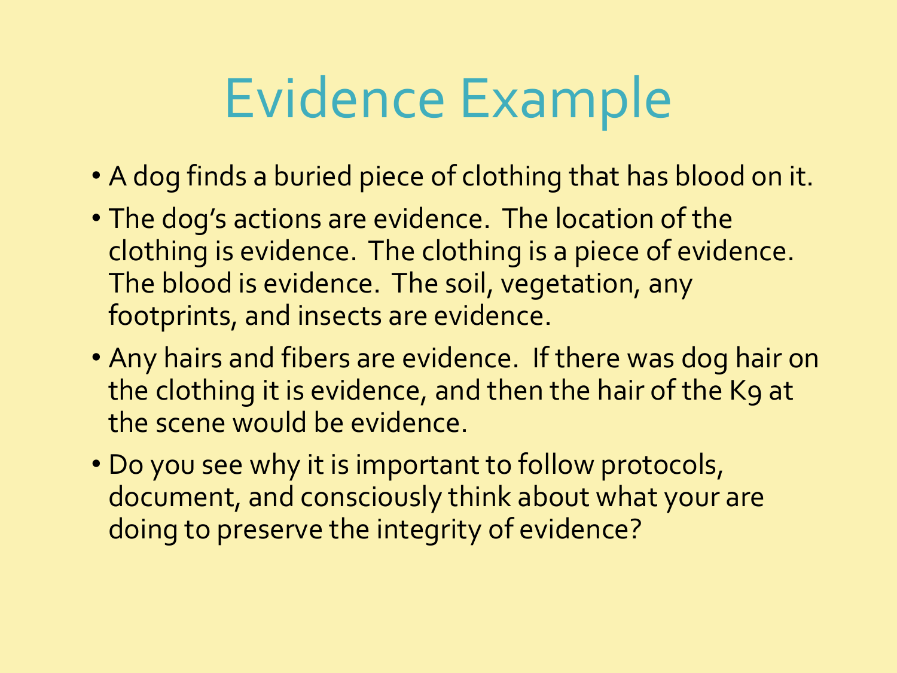# Evidence Example

- A dog finds a buried piece of clothing that has blood on it.
- The dog's actions are evidence. The location of the clothing is evidence. The clothing is a piece of evidence. The blood is evidence. The soil, vegetation, any footprints, and insects are evidence.
- Any hairs and fibers are evidence. If there was dog hair on the clothing it is evidence, and then the hair of the K9 at the scene would be evidence.
- Do you see why it is important to follow protocols, document, and consciously think about what your are doing to preserve the integrity of evidence?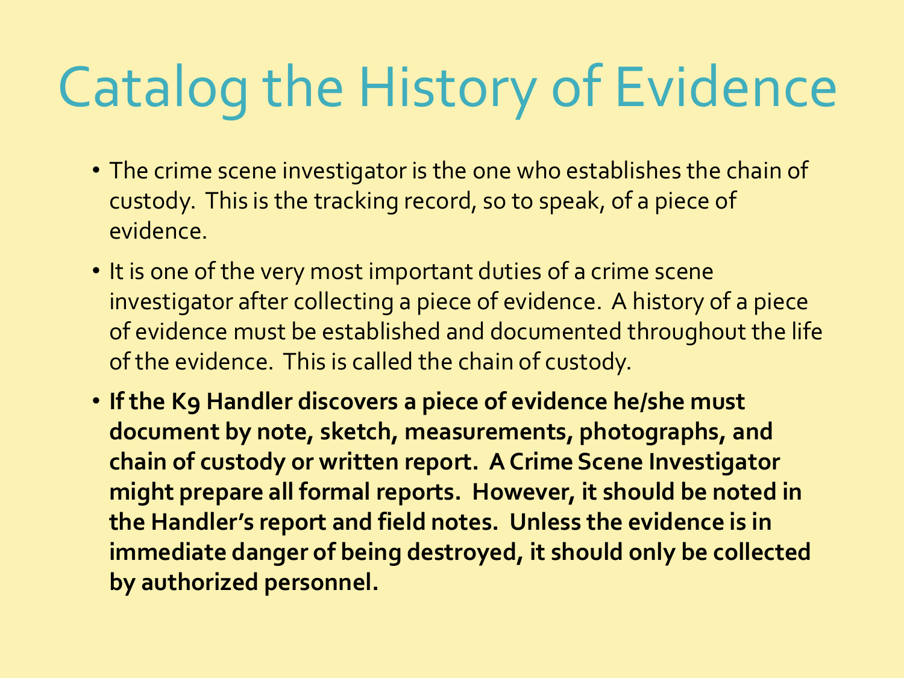# Catalog the History of Evidence

- The crime scene investigator is the one who establishes the chain of custody. This is the tracking record, so to speak, of a piece of evidence.
- It is one of the very most important duties of a crime scene investigator after collecting a piece of evidence. A history of a piece of evidence must be established and documented throughout the life of the evidence. This is called the chain of custody.
- **If the K9 Handler discovers a piece of evidence he/she must document by note, sketch, measurements, photographs, and chain of custody or written report. A Crime Scene Investigator might prepare all formal reports. However, it should be noted in the Handler's report and field notes. Unless the evidence is in immediate danger of being destroyed, it should only be collected by authorized personnel.**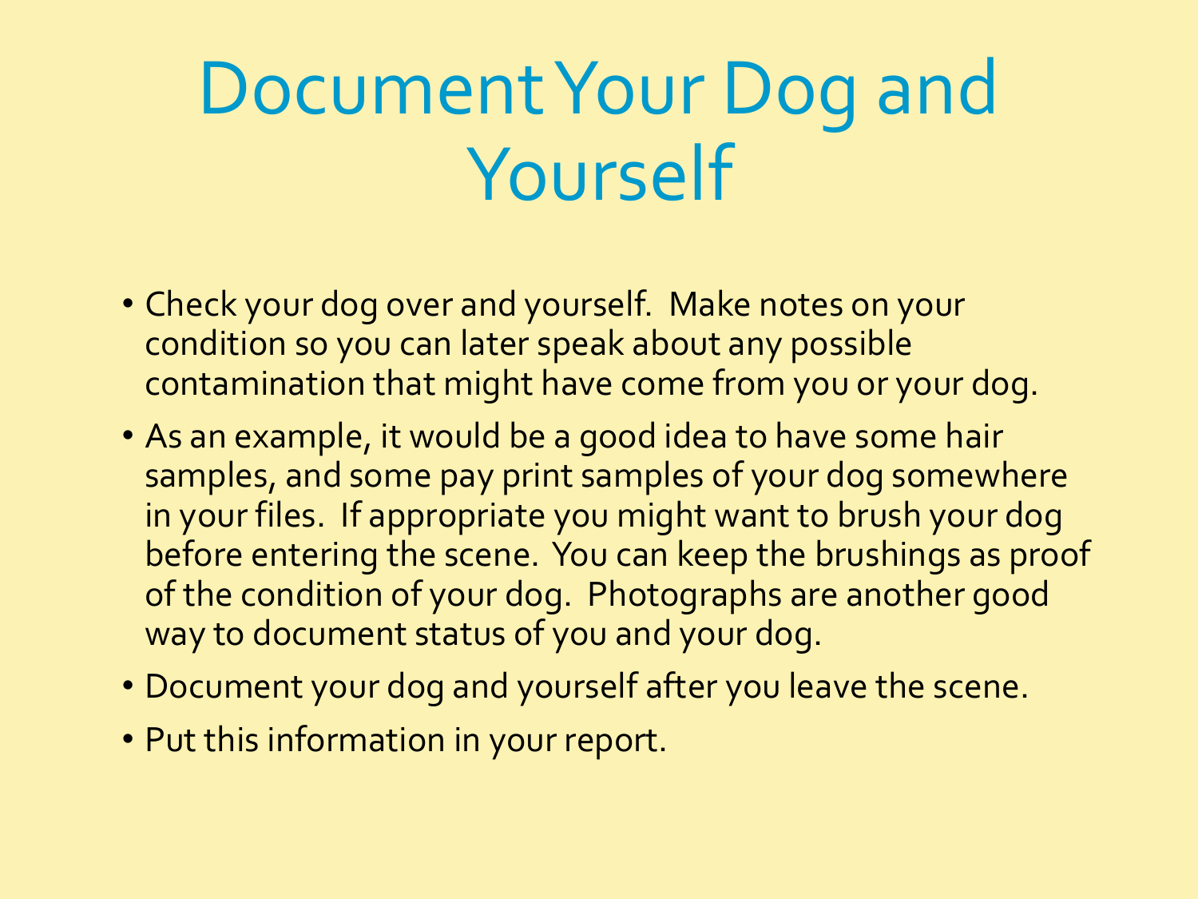# Document Your Dog and Yourself

- Check your dog over and yourself. Make notes on your condition so you can later speak about any possible contamination that might have come from you or your dog.
- As an example, it would be a good idea to have some hair samples, and some pay print samples of your dog somewhere in your files. If appropriate you might want to brush your dog before entering the scene. You can keep the brushings as proof of the condition of your dog. Photographs are another good way to document status of you and your dog.
- Document your dog and yourself after you leave the scene.
- Put this information in your report.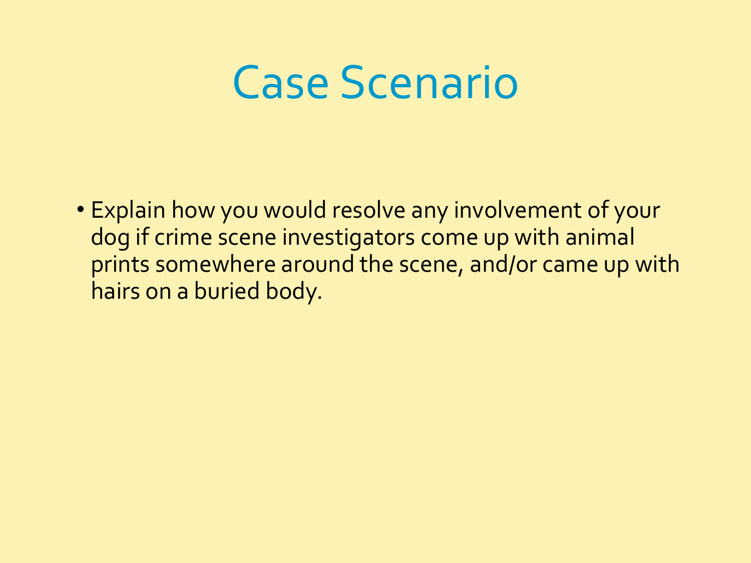# Case Scenario

- Explain how you would resolve any involvement of your dog if crime scene investigators come up with animal prints somewhere around the scene, and/or came up with hairs on a buried body.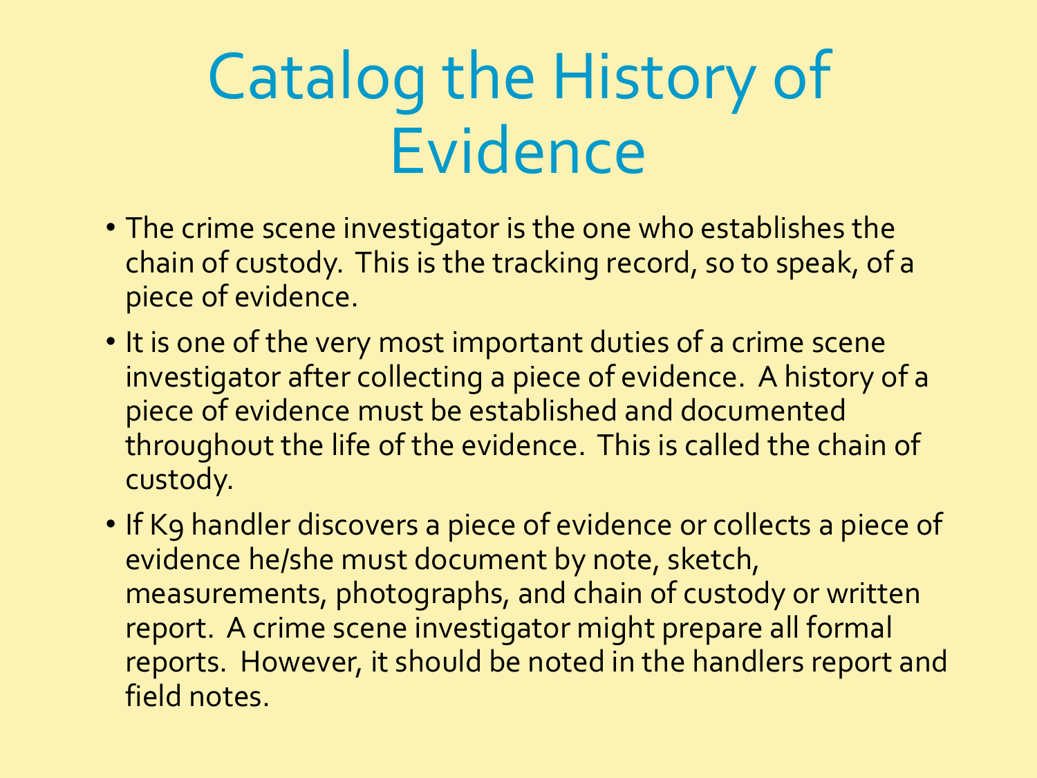# Catalog the History of Evidence

- The crime scene investigator is the one who establishes the chain of custody. This is the tracking record, so to speak, of a piece of evidence.
- It is one of the very most important duties of a crime scene investigator after collecting a piece of evidence. A history of a piece of evidence must be established and documented throughout the life of the evidence. This is called the chain of custody.
- If K9 handler discovers a piece of evidence or collects a piece of evidence he/she must document by note, sketch, measurements, photographs, and chain of custody or written report. A crime scene investigator might prepare all formal reports. However, it should be noted in the handlers report and field notes.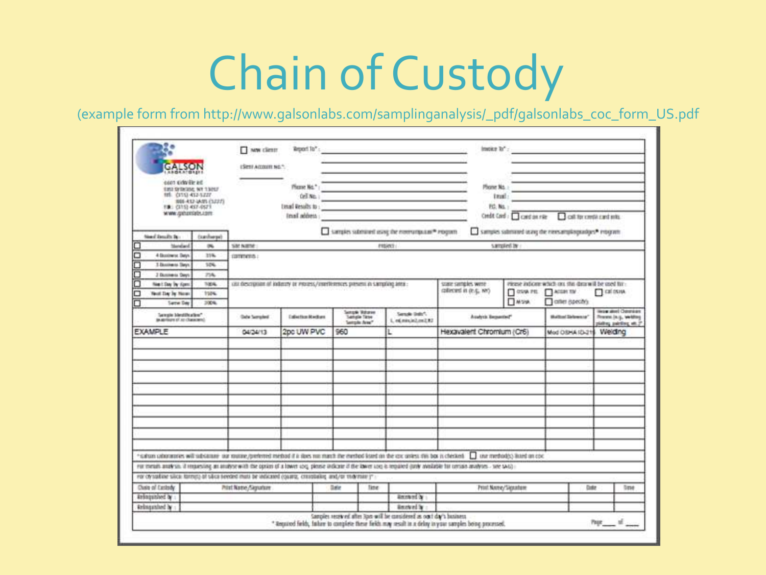# Chain of Custody

(example form from http://www.galsonlabs.com/samplinganalysis/_pdf/galsonlabs_coc_form_US.pdf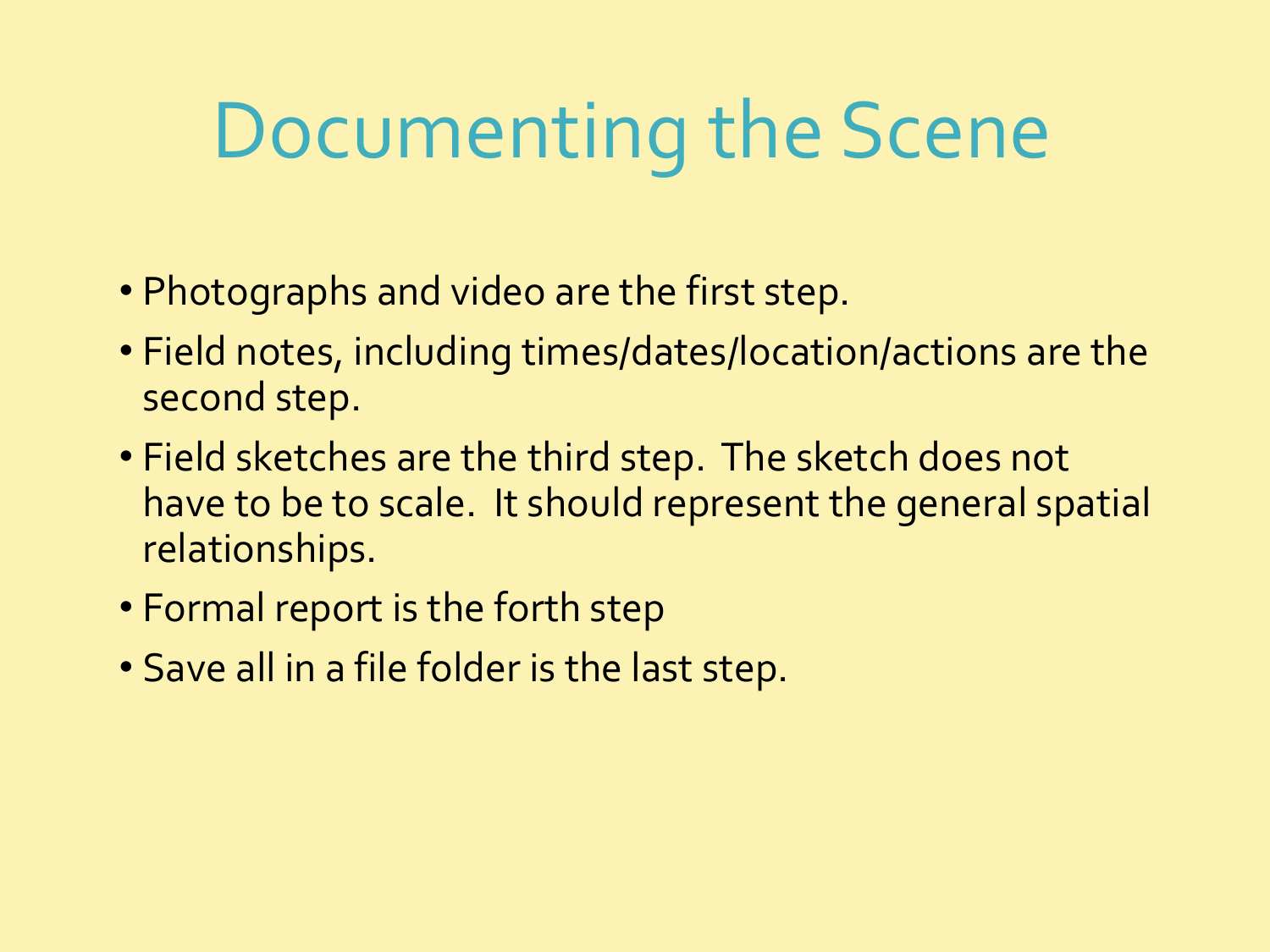# Documenting the Scene

- Photographs and video are the first step.
- Field notes, including times/dates/location/actions are the second step.
- Field sketches are the third step.  The sketch does not have to be to scale.  It should represent the general spatial relationships.
- Formal report is the forth step
- Save all in a file folder is the last step.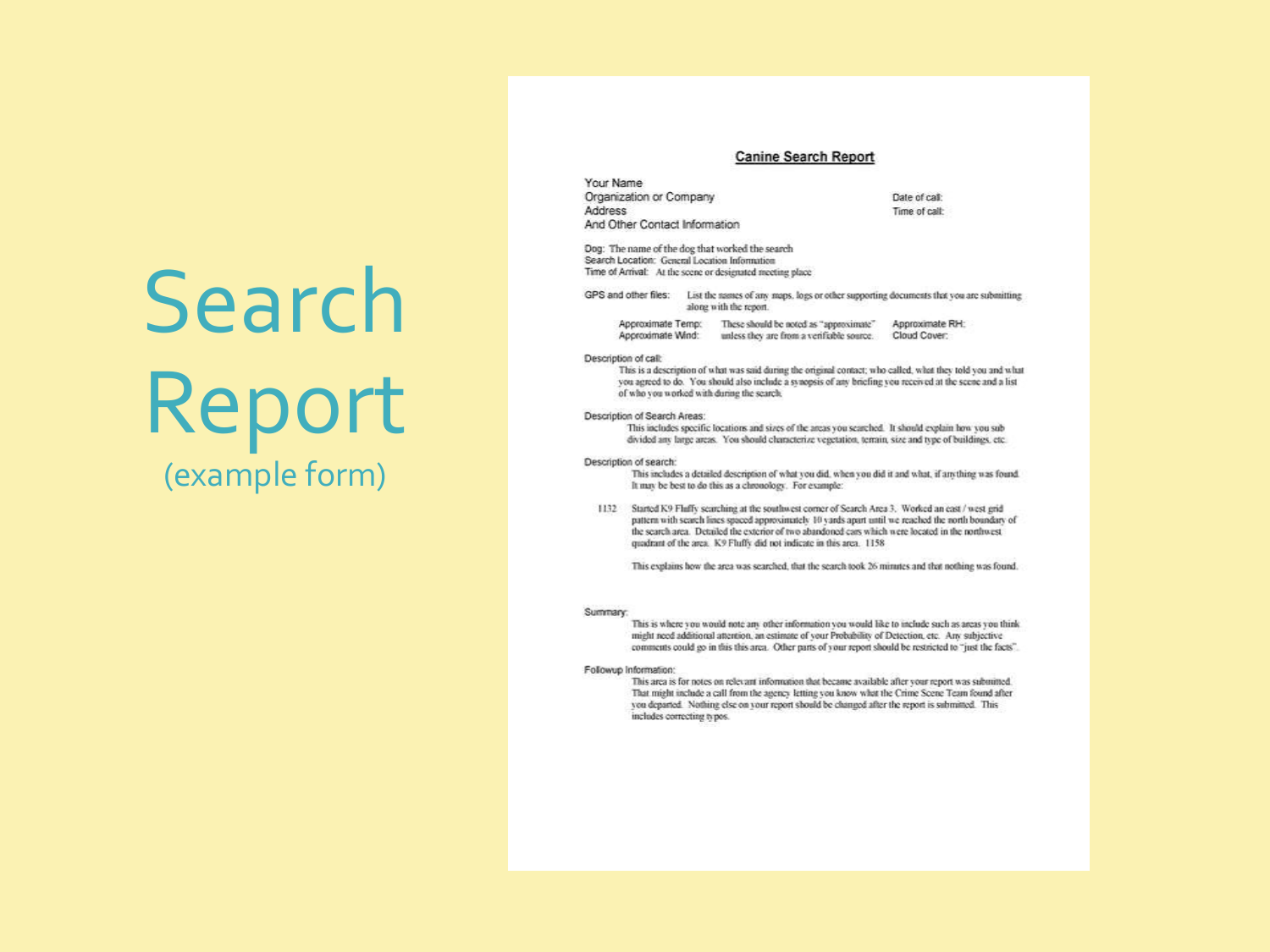# Search Report
(example form)

## Canine Search Report

Your Name
Organization or Company
Address
And Other Contact Information

Date of call:
Time of call:

Dog: The name of the dog that worked the search
Search Location: General Location Information
Time of Arrival: At the scene or designated meeting place

GPS and other files: List the names of any maps, logs or other supporting documents that you are submitting along with the report.

Approximate Temp: These should be noted as "approximate" unless they are from a verifiable source.
Approximate Wind:
Approximate RH:
Cloud Cover:

Description of call:
This is a description of what was said during the original contact; who called, what they told you and what you agreed to do. You should also include a synopsis of any briefing you received at the scene and a list of who you worked with during the search.

Description of Search Areas:
This includes specific locations and sizes of the areas you searched. It should explain how you sub divided any large areas. You should characterize vegetation, terrain, size and type of buildings, etc.

Description of search:
This includes a detailed description of what you did, when you did it and what, if anything was found. It may be best to do this as a chronology. For example:

1132 Started K9 Fluffy searching at the southwest corner of Search Area 3. Worked an east / west grid pattern with search lines spaced approximately 10 yards apart until we reached the north boundary of the search area. Detailed the exterior of two abandoned cars which were located in the northwest quadrant of the area. K9 Fluffy did not indicate in this area. 1158

This explains how the area was searched, that the search took 26 minutes and that nothing was found.

Summary:
This is where you would note any other information you would like to include such as areas you think might need additional attention, an estimate of your Probability of Detection, etc. Any subjective comments could go in this this area. Other parts of your report should be restricted to "just the facts".

Followup Information:
This area is for notes on relevant information that became available after your report was submitted. That might include a call from the agency letting you know what the Crime Scene Team found after you departed. Nothing else on your report should be changed after the report is submitted. This includes correcting typos.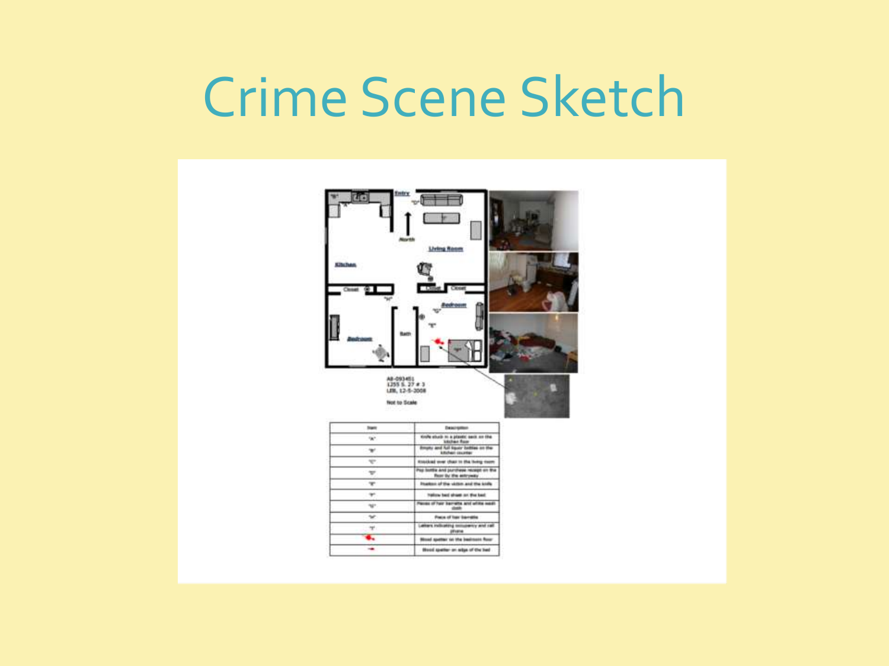# Crime Scene Sketch

AB-093451
1255 S. 27 # 3
LEB, 12-5-2008

Not to Scale

| Item | Description |
|---|---|
| "A" | Knife stuck in a plastic sack on the kitchen floor |
| "B" | Empty and full liquor bottles on the kitchen counter |
| "C" | Knocked over chair in the living room |
| "D" | Pop bottle and purchase receipt on the floor by the entryway |
| "E" | Position of the victim and the knife |
| "F" | Yellow bed sheet on the bed |
| "G" | Pieces of hair barrette and white wash cloth |
| "H" | Piece of hair barrette |
| "I" | Letters indicating occupancy and cell phone |
| | Blood spatter on the bedroom floor |
| | Blood spatter on edge of the bed |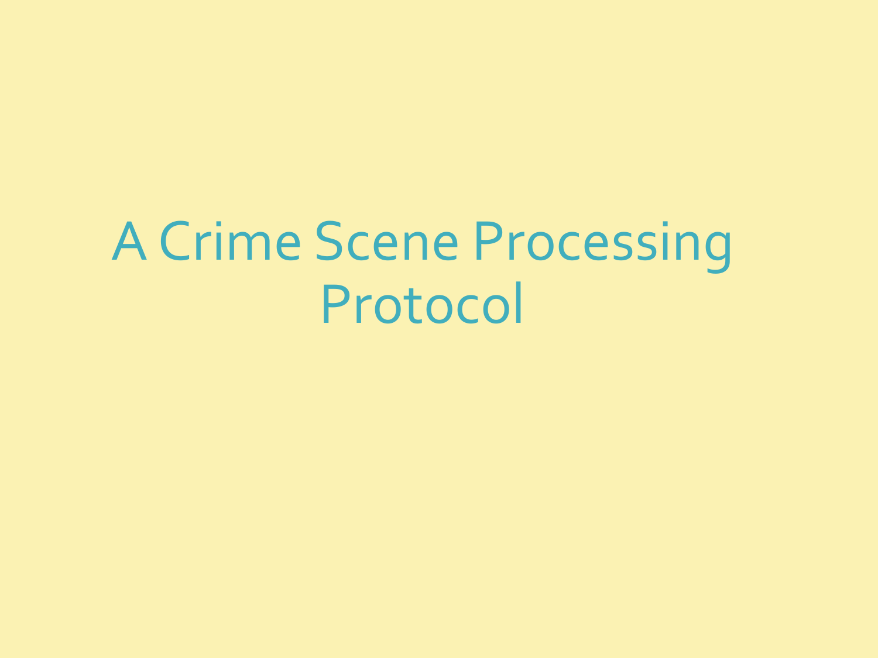# A Crime Scene Processing Protocol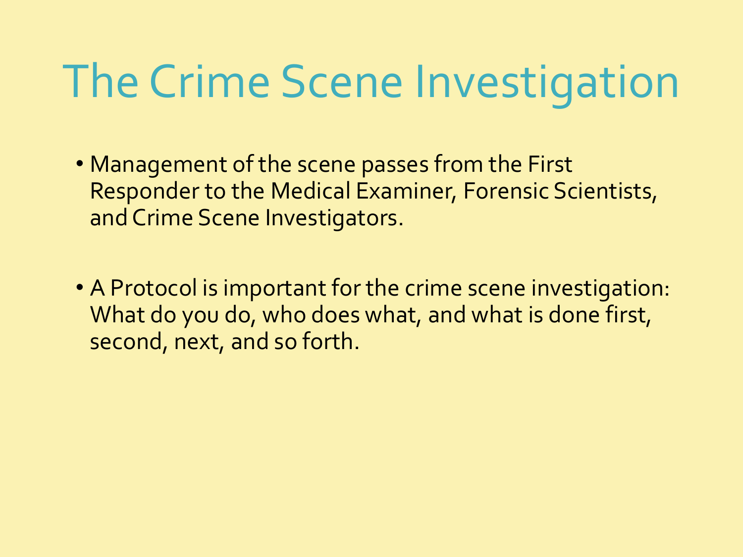# The Crime Scene Investigation

- Management of the scene passes from the First Responder to the Medical Examiner, Forensic Scientists, and Crime Scene Investigators.

- A Protocol is important for the crime scene investigation: What do you do, who does what, and what is done first, second, next, and so forth.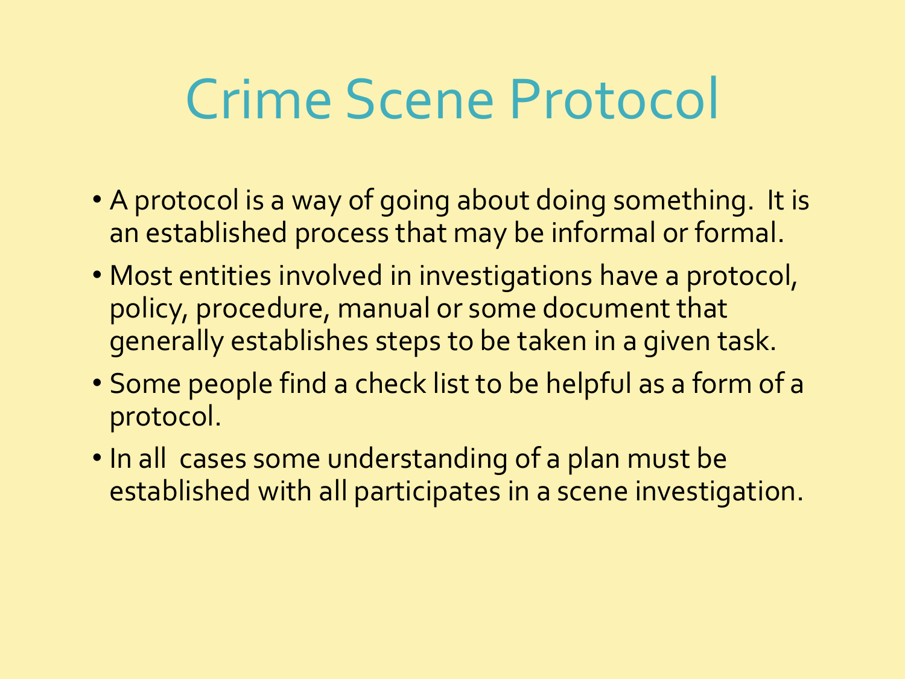# Crime Scene Protocol

- A protocol is a way of going about doing something. It is an established process that may be informal or formal.
- Most entities involved in investigations have a protocol, policy, procedure, manual or some document that generally establishes steps to be taken in a given task.
- Some people find a check list to be helpful as a form of a protocol.
- In all cases some understanding of a plan must be established with all participates in a scene investigation.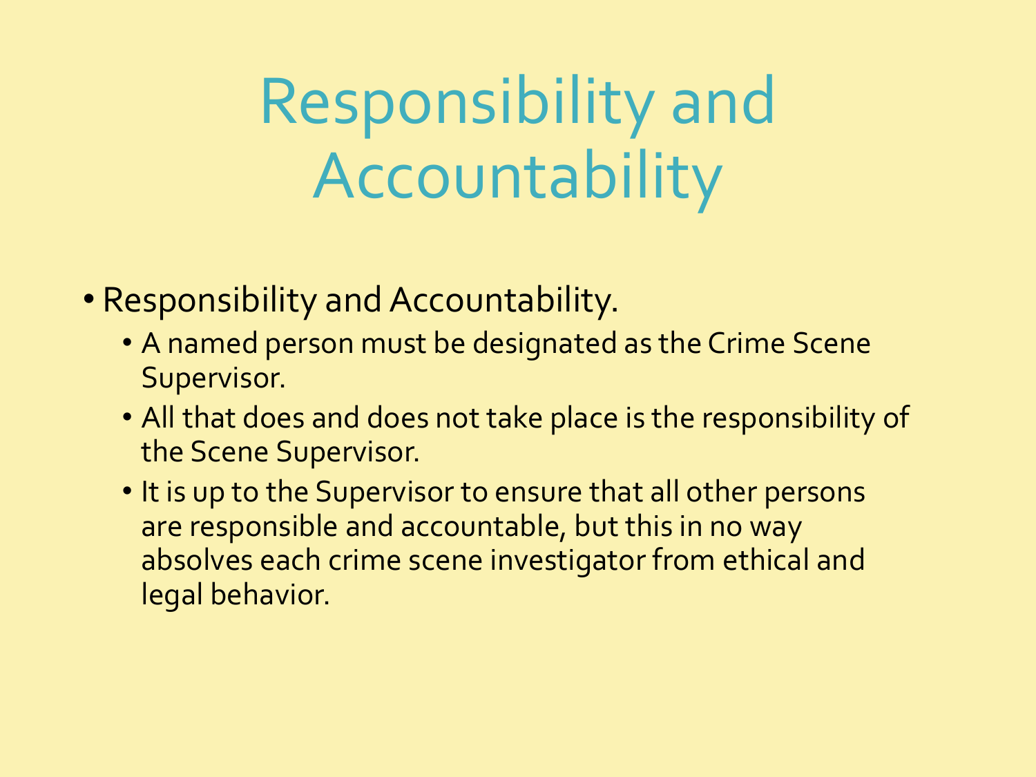# Responsibility and Accountability

- Responsibility and Accountability.
  - A named person must be designated as the Crime Scene Supervisor.
  - All that does and does not take place is the responsibility of the Scene Supervisor.
  - It is up to the Supervisor to ensure that all other persons are responsible and accountable, but this in no way absolves each crime scene investigator from ethical and legal behavior.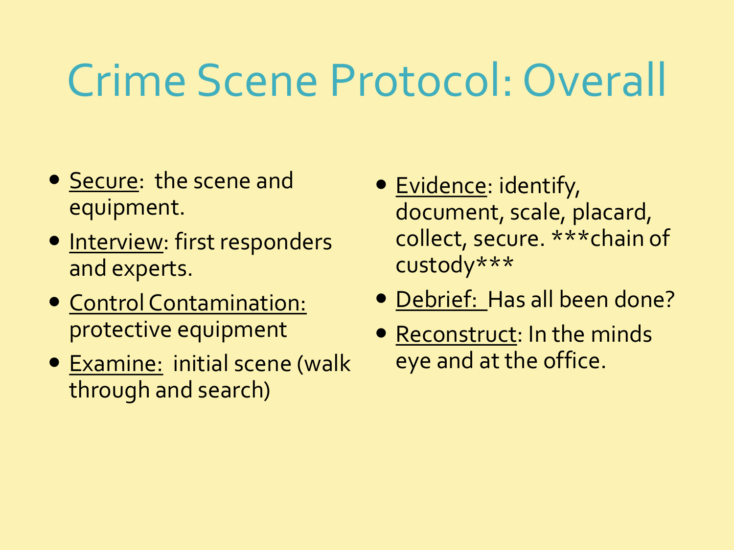# Crime Scene Protocol: Overall

- Secure: the scene and equipment.
- Interview: first responders and experts.
- Control Contamination: protective equipment
- Examine: initial scene (walk through and search)
- Evidence: identify, document, scale, placard, collect, secure. ***chain of custody***
- Debrief: Has all been done?
- Reconstruct: In the minds eye and at the office.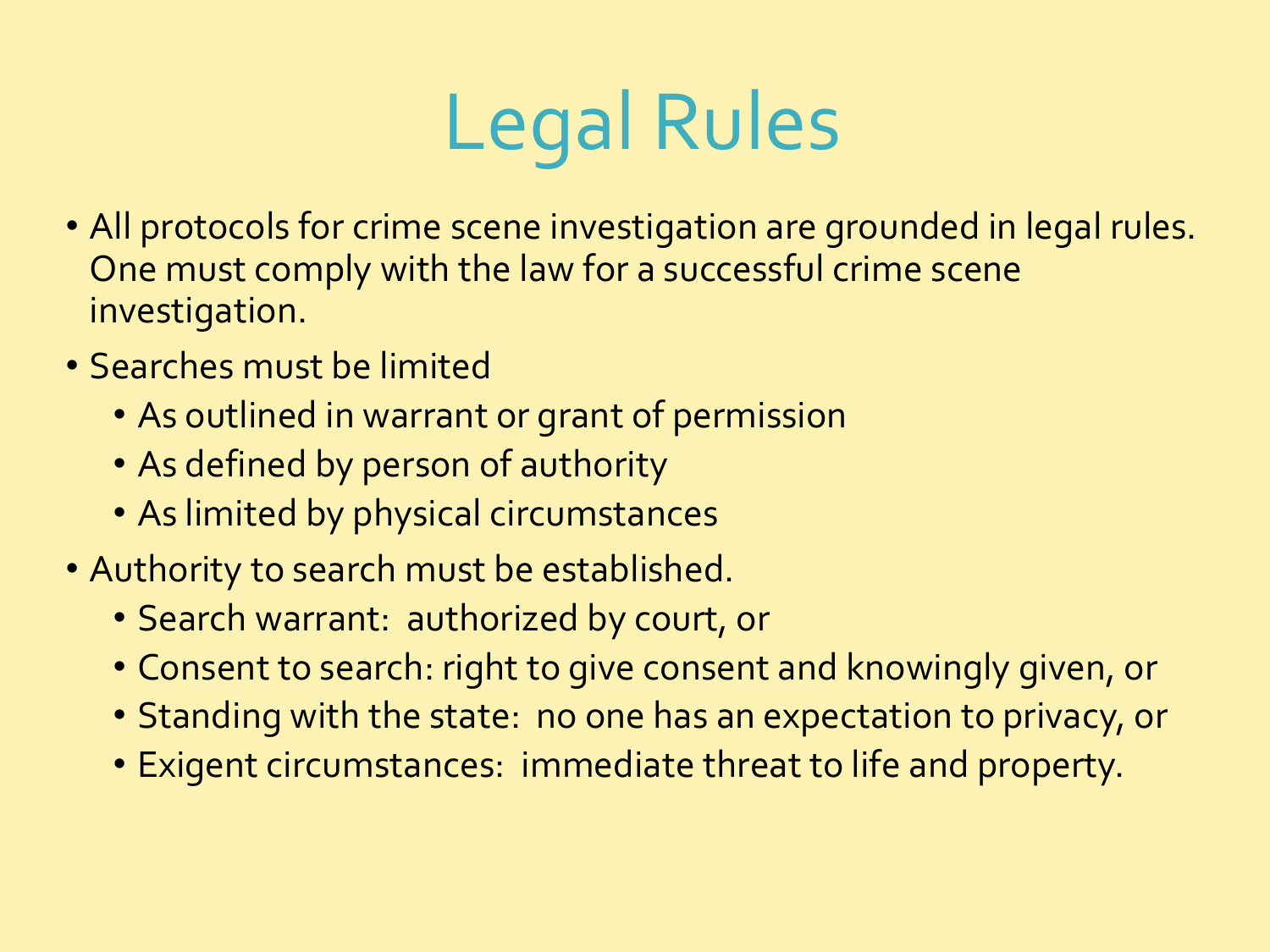# Legal Rules

- All protocols for crime scene investigation are grounded in legal rules. One must comply with the law for a successful crime scene investigation.
- Searches must be limited
  - As outlined in warrant or grant of permission
  - As defined by person of authority
  - As limited by physical circumstances
- Authority to search must be established.
  - Search warrant:  authorized by court, or
  - Consent to search: right to give consent and knowingly given, or
  - Standing with the state:  no one has an expectation to privacy, or
  - Exigent circumstances:  immediate threat to life and property.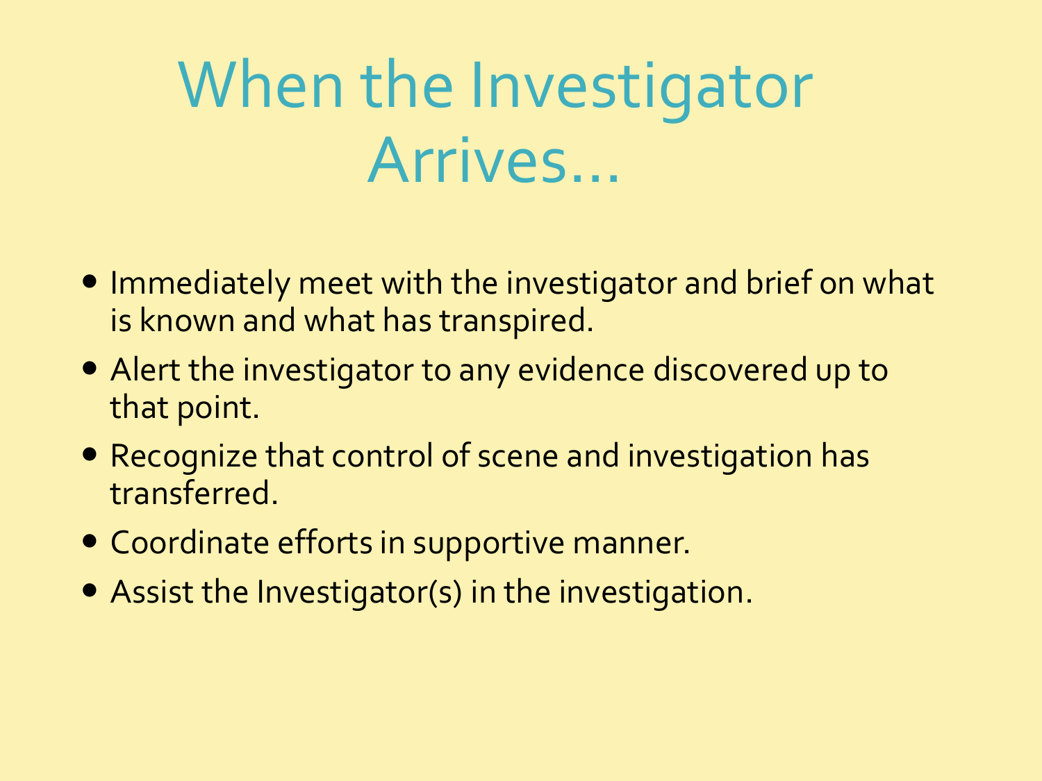# When the Investigator Arrives…

- Immediately meet with the investigator and brief on what is known and what has transpired.
- Alert the investigator to any evidence discovered up to that point.
- Recognize that control of scene and investigation has transferred.
- Coordinate efforts in supportive manner.
- Assist the Investigator(s) in the investigation.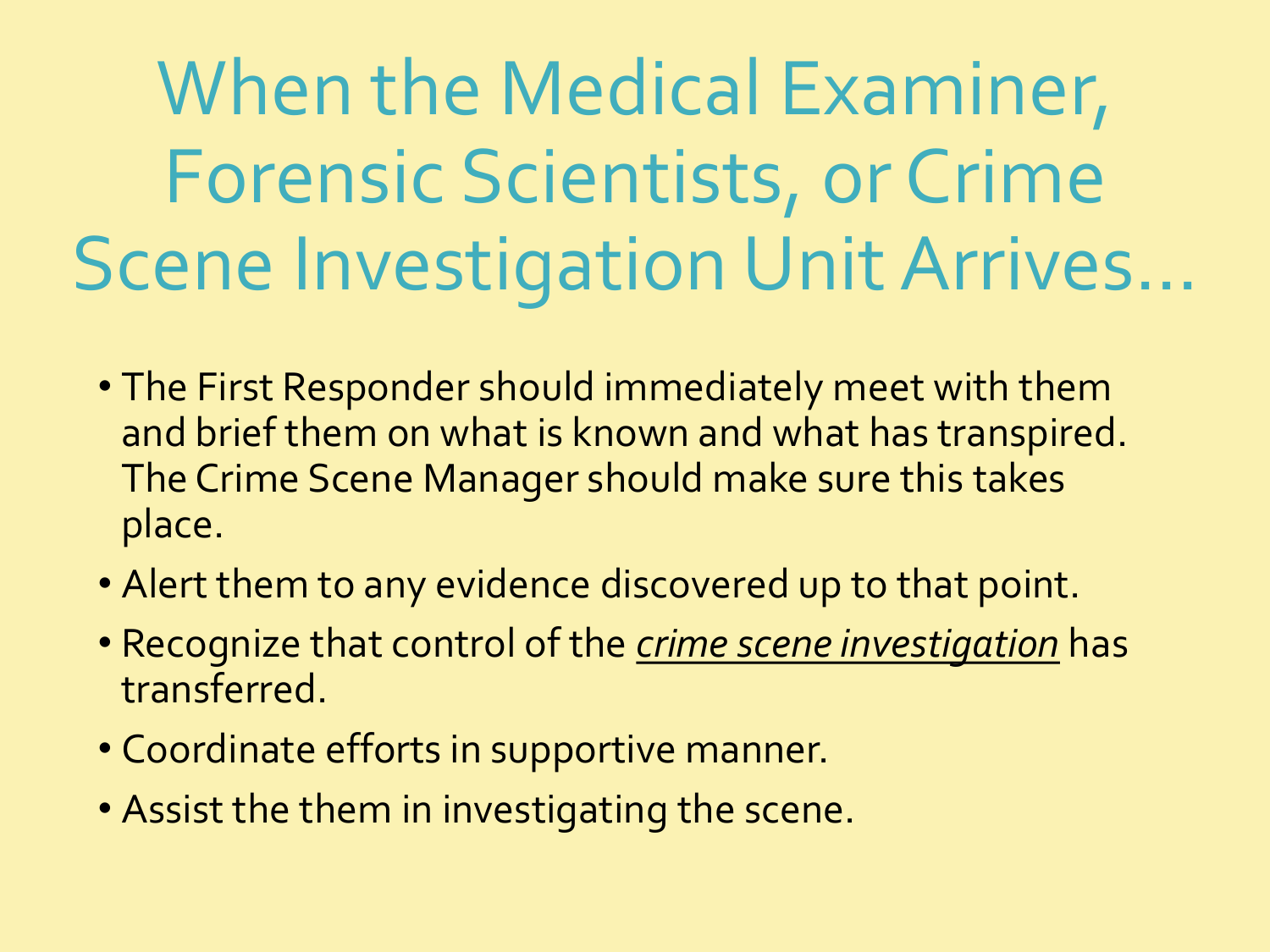# When the Medical Examiner, Forensic Scientists, or Crime Scene Investigation Unit Arrives…

- The First Responder should immediately meet with them and brief them on what is known and what has transpired. The Crime Scene Manager should make sure this takes place.
- Alert them to any evidence discovered up to that point.
- Recognize that control of the <u>*crime scene investigation*</u> has transferred.
- Coordinate efforts in supportive manner.
- Assist the them in investigating the scene.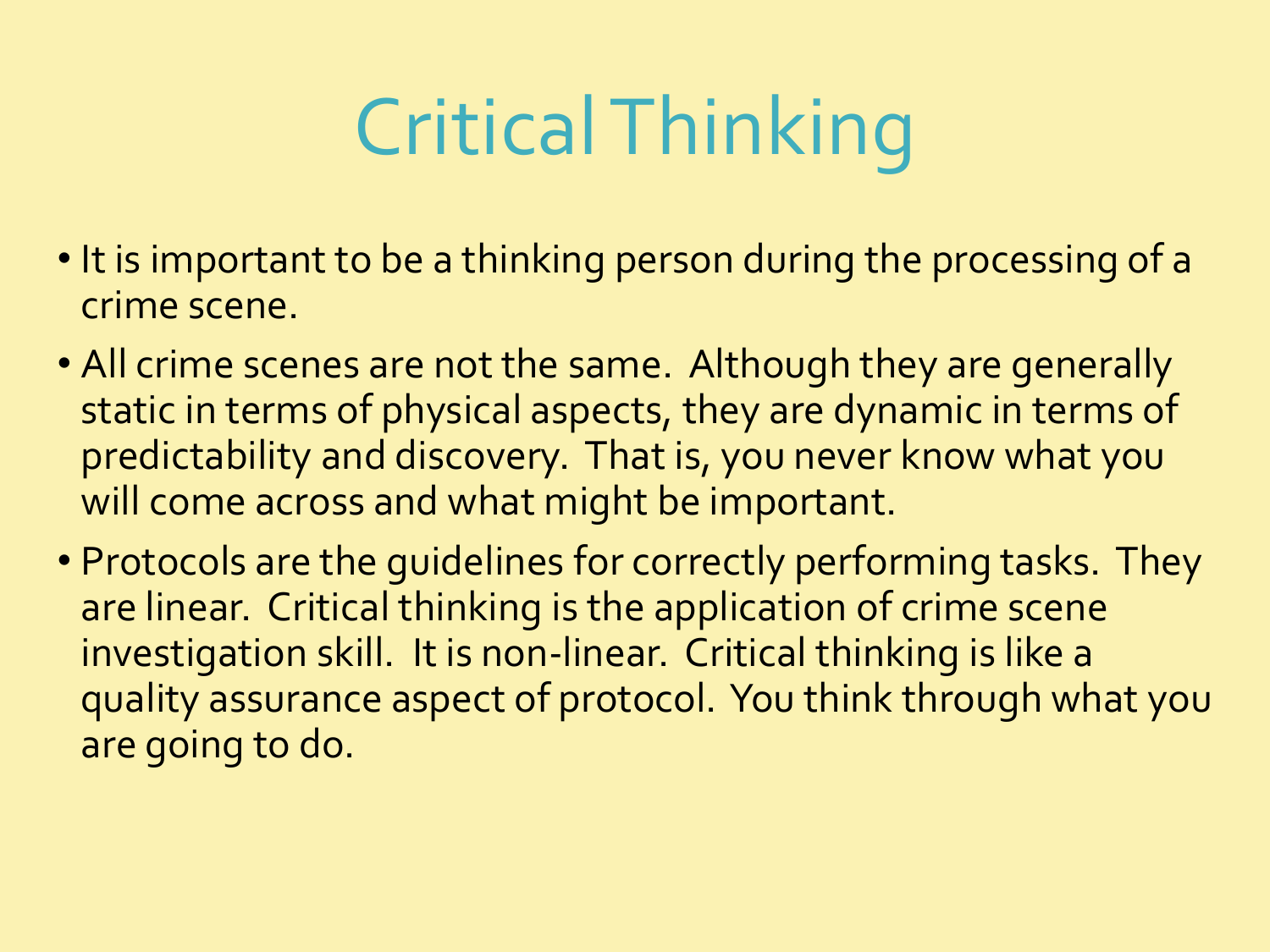# Critical Thinking

- It is important to be a thinking person during the processing of a crime scene.
- All crime scenes are not the same. Although they are generally static in terms of physical aspects, they are dynamic in terms of predictability and discovery. That is, you never know what you will come across and what might be important.
- Protocols are the guidelines for correctly performing tasks. They are linear. Critical thinking is the application of crime scene investigation skill. It is non-linear. Critical thinking is like a quality assurance aspect of protocol. You think through what you are going to do.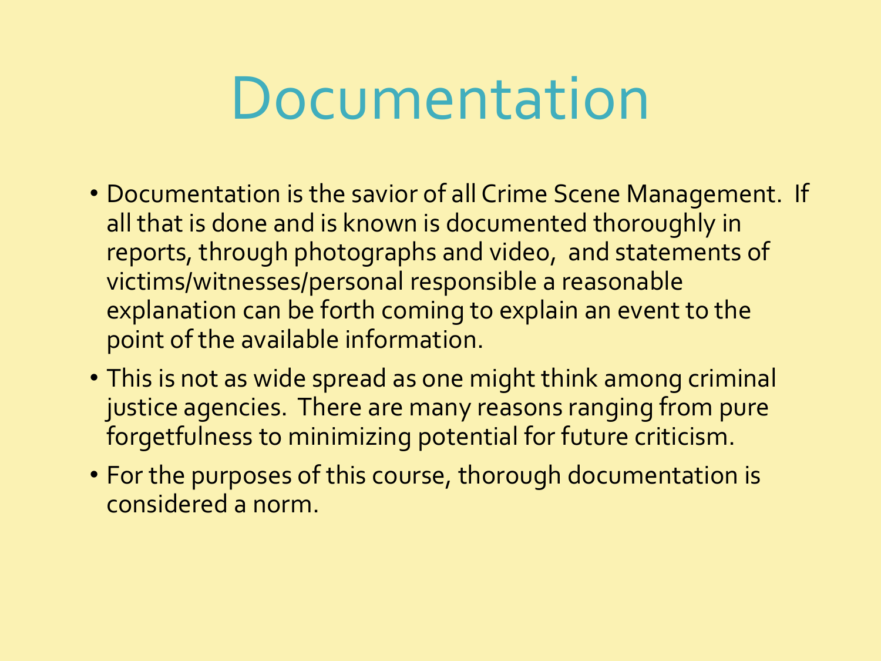# Documentation

- Documentation is the savior of all Crime Scene Management. If all that is done and is known is documented thoroughly in reports, through photographs and video, and statements of victims/witnesses/personal responsible a reasonable explanation can be forth coming to explain an event to the point of the available information.
- This is not as wide spread as one might think among criminal justice agencies. There are many reasons ranging from pure forgetfulness to minimizing potential for future criticism.
- For the purposes of this course, thorough documentation is considered a norm.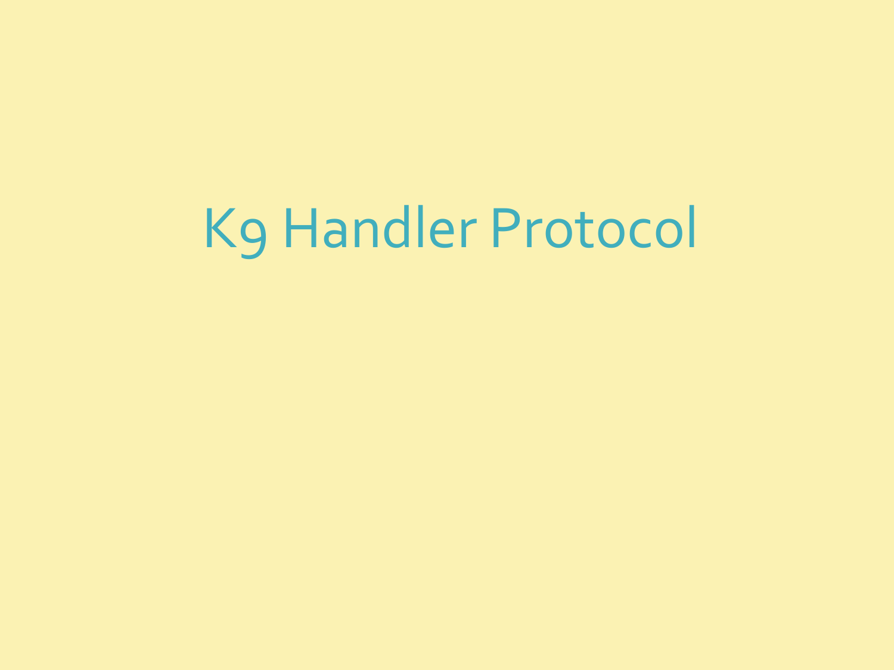# K9 Handler Protocol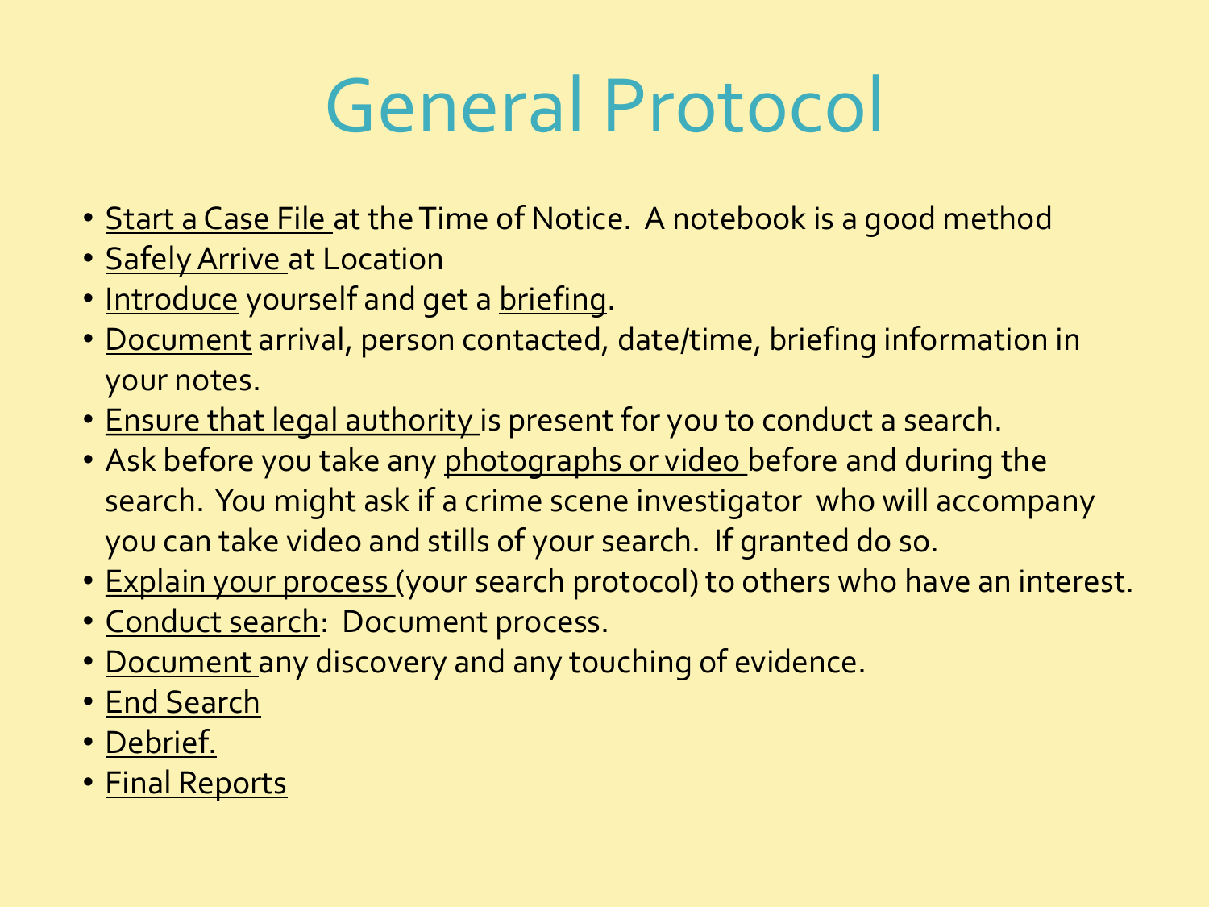# General Protocol

- Start a Case File at the Time of Notice. A notebook is a good method
- Safely Arrive at Location
- Introduce yourself and get a briefing.
- Document arrival, person contacted, date/time, briefing information in your notes.
- Ensure that legal authority is present for you to conduct a search.
- Ask before you take any photographs or video before and during the search. You might ask if a crime scene investigator who will accompany you can take video and stills of your search. If granted do so.
- Explain your process (your search protocol) to others who have an interest.
- Conduct search: Document process.
- Document any discovery and any touching of evidence.
- End Search
- Debrief.
- Final Reports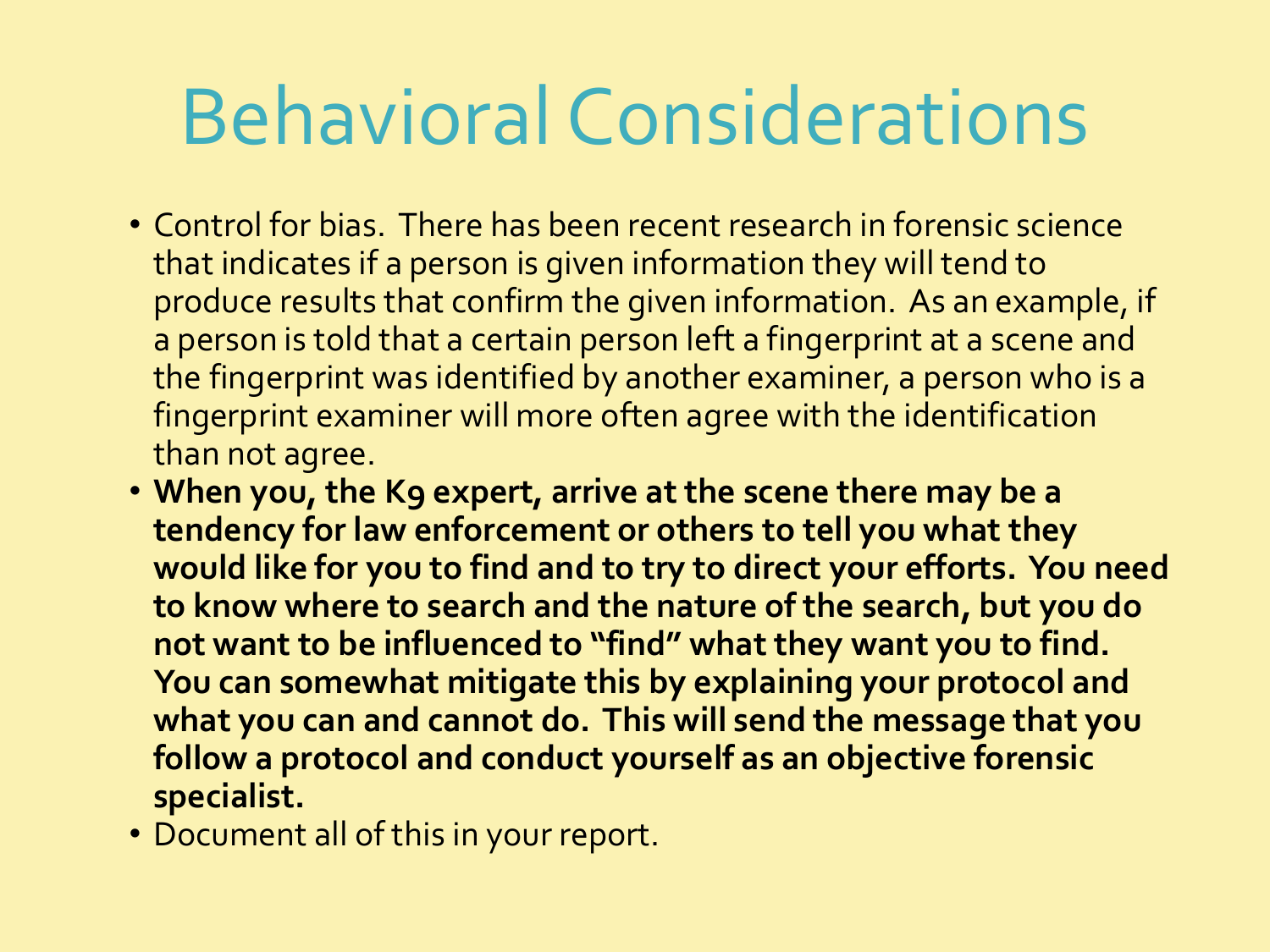# Behavioral Considerations

- Control for bias. There has been recent research in forensic science that indicates if a person is given information they will tend to produce results that confirm the given information. As an example, if a person is told that a certain person left a fingerprint at a scene and the fingerprint was identified by another examiner, a person who is a fingerprint examiner will more often agree with the identification than not agree.
- **When you, the K9 expert, arrive at the scene there may be a tendency for law enforcement or others to tell you what they would like for you to find and to try to direct your efforts. You need to know where to search and the nature of the search, but you do not want to be influenced to "find" what they want you to find. You can somewhat mitigate this by explaining your protocol and what you can and cannot do. This will send the message that you follow a protocol and conduct yourself as an objective forensic specialist.**
- Document all of this in your report.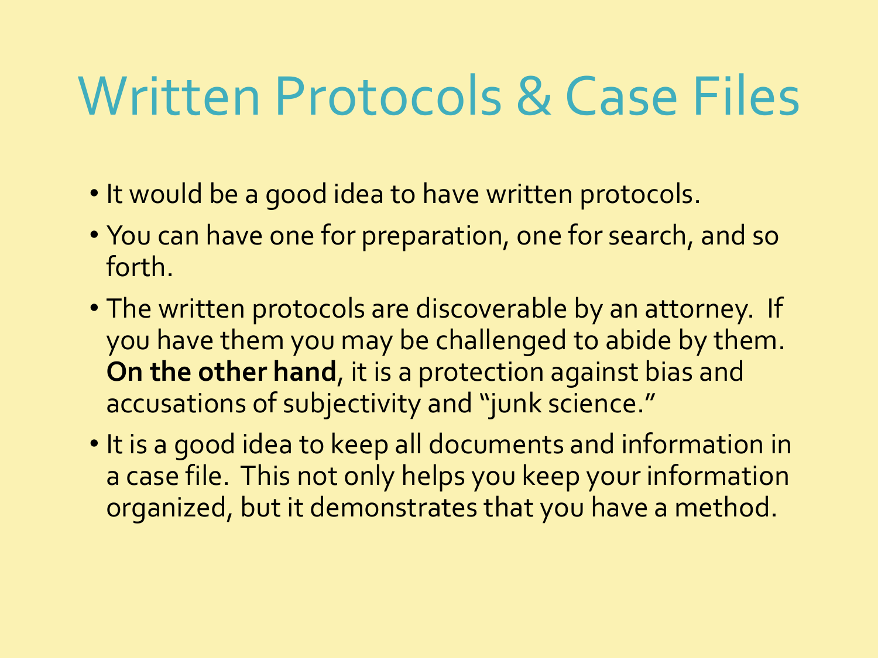# Written Protocols & Case Files

- It would be a good idea to have written protocols.
- You can have one for preparation, one for search, and so forth.
- The written protocols are discoverable by an attorney. If you have them you may be challenged to abide by them. **On the other hand**, it is a protection against bias and accusations of subjectivity and "junk science."
- It is a good idea to keep all documents and information in a case file. This not only helps you keep your information organized, but it demonstrates that you have a method.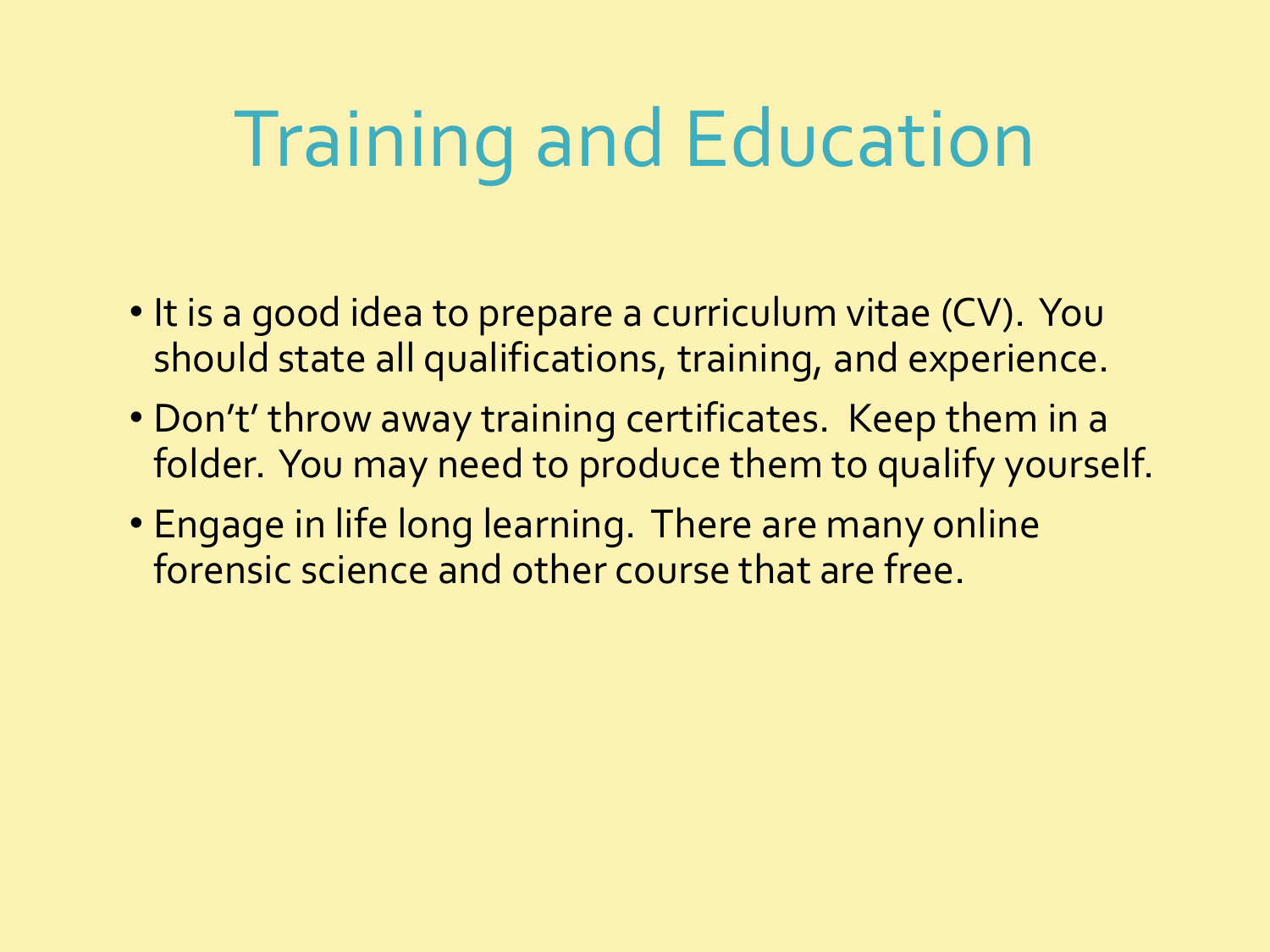# Training and Education

- It is a good idea to prepare a curriculum vitae (CV). You should state all qualifications, training, and experience.
- Don't' throw away training certificates. Keep them in a folder. You may need to produce them to qualify yourself.
- Engage in life long learning. There are many online forensic science and other course that are free.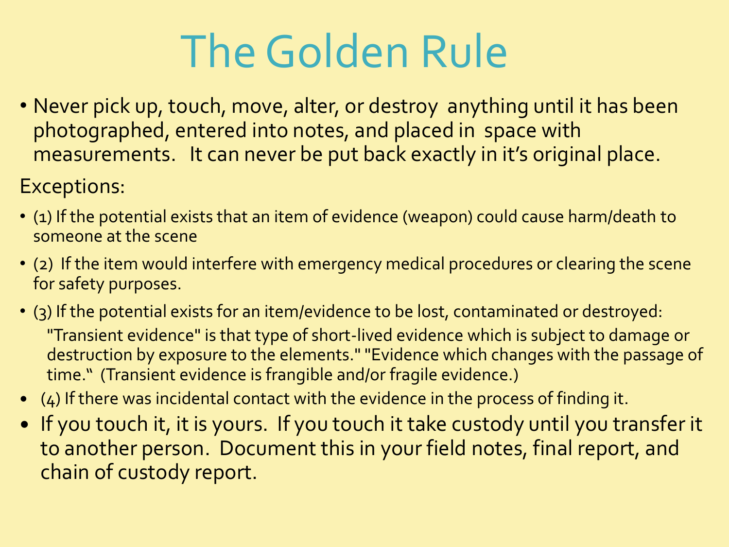# The Golden Rule

- Never pick up, touch, move, alter, or destroy anything until it has been photographed, entered into notes, and placed in space with measurements. It can never be put back exactly in it's original place.

Exceptions:

- (1) If the potential exists that an item of evidence (weapon) could cause harm/death to someone at the scene
- (2) If the item would interfere with emergency medical procedures or clearing the scene for safety purposes.
- (3) If the potential exists for an item/evidence to be lost, contaminated or destroyed:
  "Transient evidence" is that type of short-lived evidence which is subject to damage or destruction by exposure to the elements." "Evidence which changes with the passage of time." (Transient evidence is frangible and/or fragile evidence.)
- (4) If there was incidental contact with the evidence in the process of finding it.
- If you touch it, it is yours. If you touch it take custody until you transfer it to another person. Document this in your field notes, final report, and chain of custody report.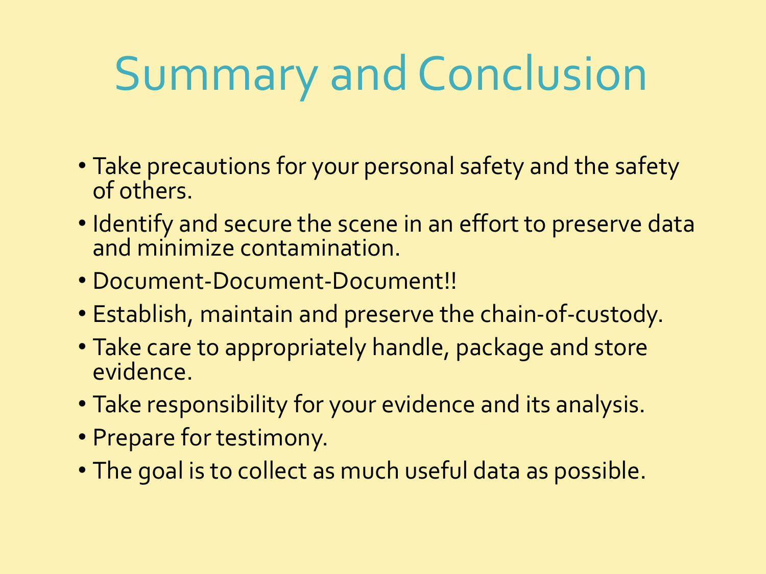# Summary and Conclusion

- Take precautions for your personal safety and the safety of others.
- Identify and secure the scene in an effort to preserve data and minimize contamination.
- Document-Document-Document!!
- Establish, maintain and preserve the chain-of-custody.
- Take care to appropriately handle, package and store evidence.
- Take responsibility for your evidence and its analysis.
- Prepare for testimony.
- The goal is to collect as much useful data as possible.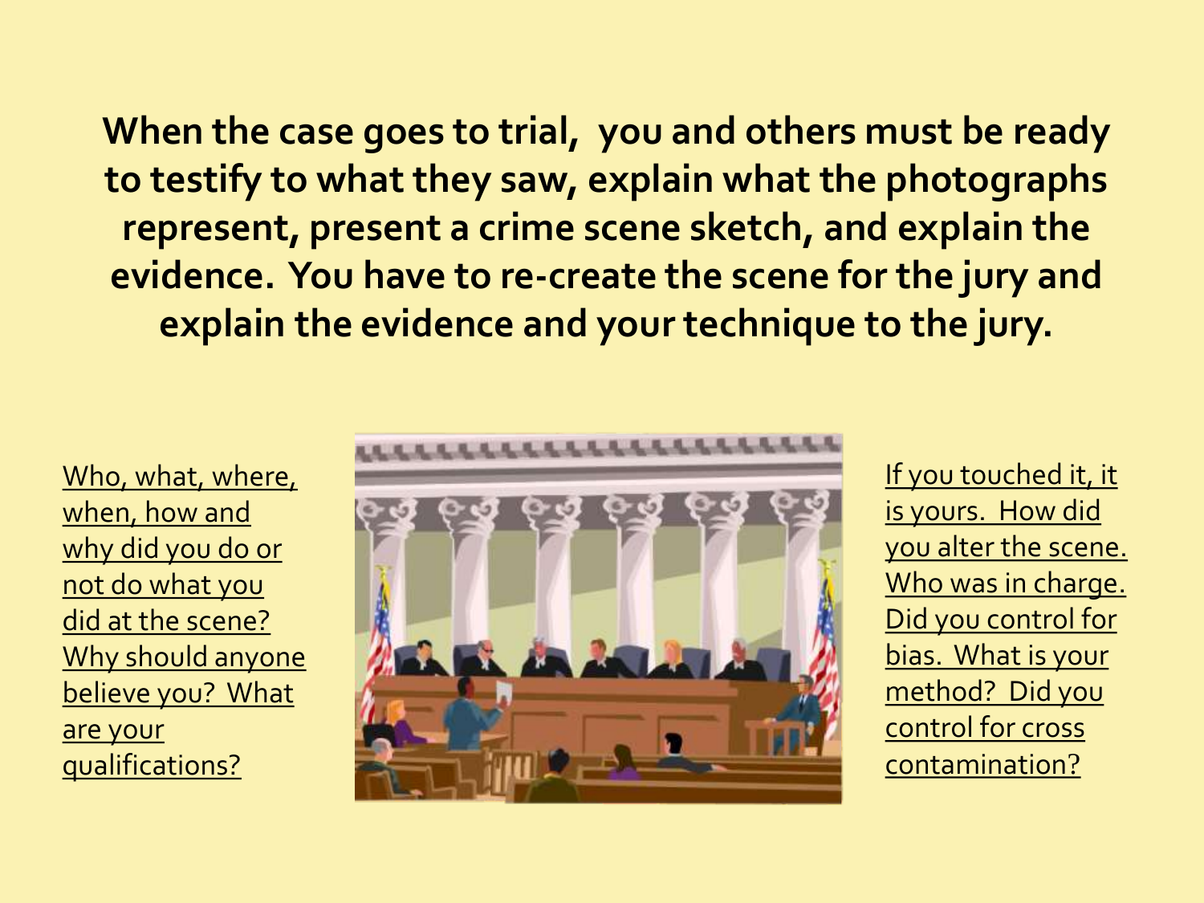**When the case goes to trial, you and others must be ready to testify to what they saw, explain what the photographs represent, present a crime scene sketch, and explain the evidence. You have to re-create the scene for the jury and explain the evidence and your technique to the jury.**

Who, what, where, when, how and why did you do or not do what you did at the scene? Why should anyone believe you? What are your qualifications?

If you touched it, it is yours. How did you alter the scene. Who was in charge. Did you control for bias. What is your method? Did you control for cross contamination?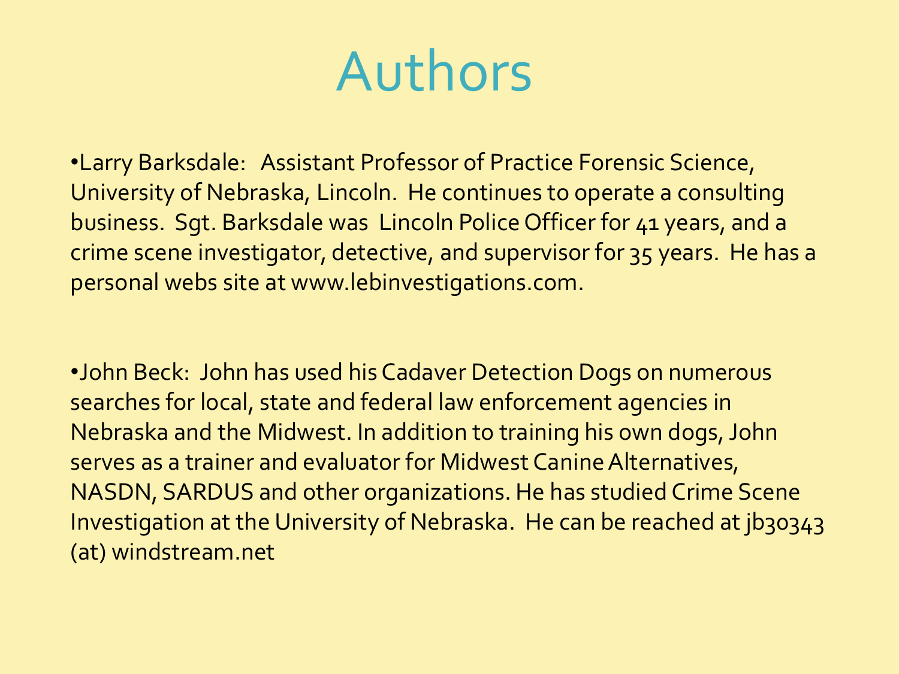# Authors

- Larry Barksdale: Assistant Professor of Practice Forensic Science, University of Nebraska, Lincoln. He continues to operate a consulting business. Sgt. Barksdale was Lincoln Police Officer for 41 years, and a crime scene investigator, detective, and supervisor for 35 years. He has a personal webs site at www.lebinvestigations.com.

- John Beck: John has used his Cadaver Detection Dogs on numerous searches for local, state and federal law enforcement agencies in Nebraska and the Midwest. In addition to training his own dogs, John serves as a trainer and evaluator for Midwest Canine Alternatives, NASDN, SARDUS and other organizations. He has studied Crime Scene Investigation at the University of Nebraska. He can be reached at jb30343 (at) windstream.net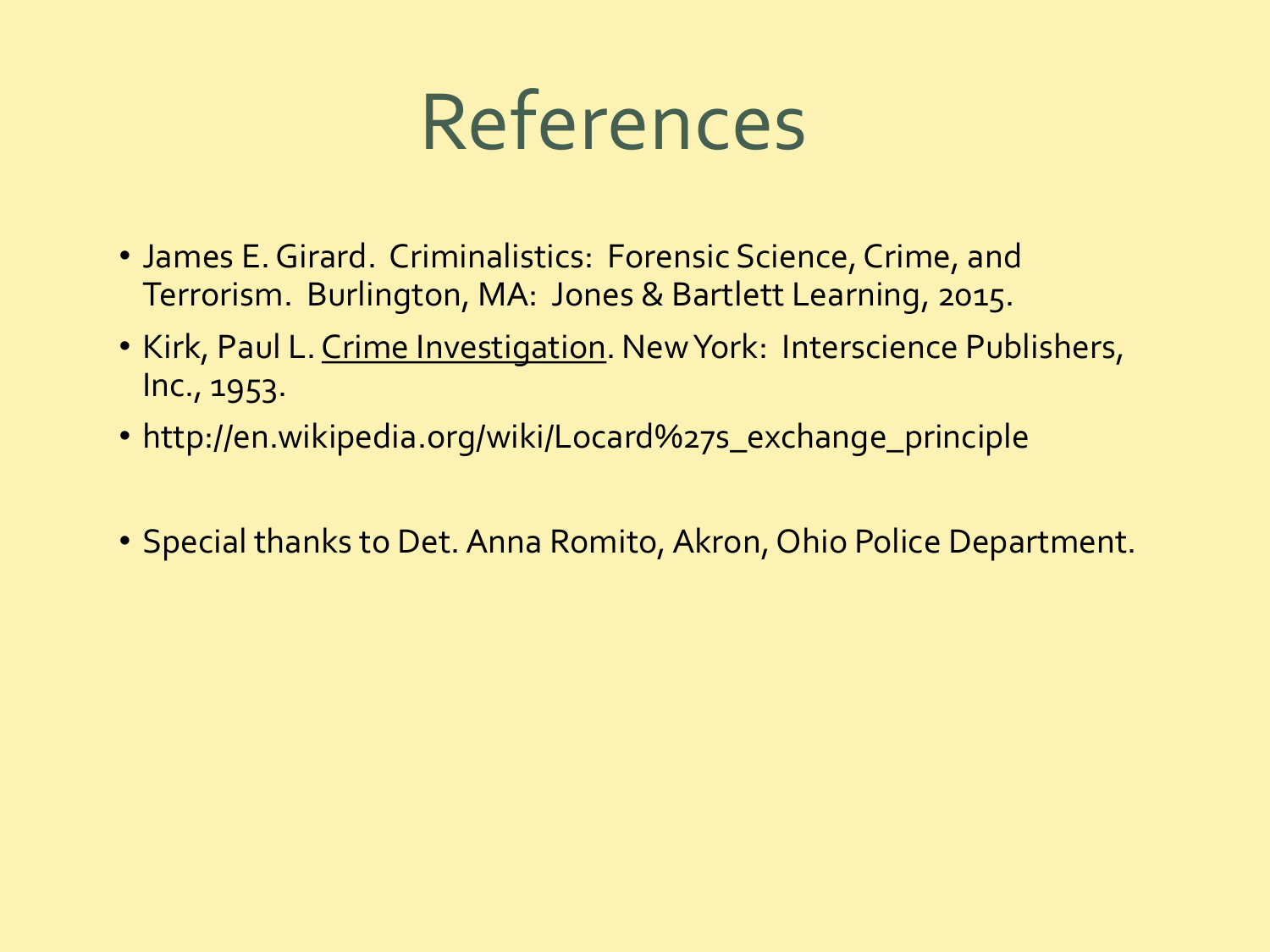# References

- James E. Girard. Criminalistics: Forensic Science, Crime, and Terrorism. Burlington, MA: Jones & Bartlett Learning, 2015.
- Kirk, Paul L. Crime Investigation. New York: Interscience Publishers, Inc., 1953.
- http://en.wikipedia.org/wiki/Locard%27s_exchange_principle

- Special thanks to Det. Anna Romito, Akron, Ohio Police Department.